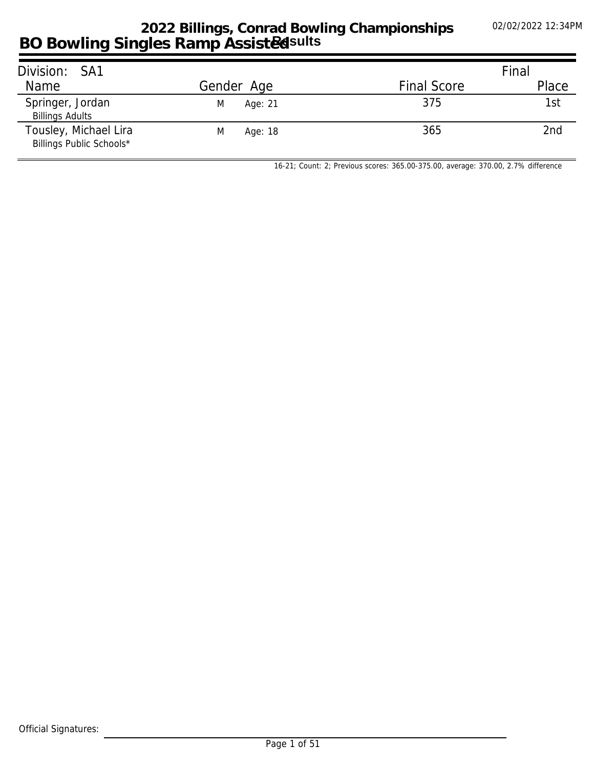# 2022 Billings, Conrad Bowling Championships

## BO Bowling Singles Ramp Assisted Results

02/02/2022 12:34PM

| Division: SA1 | | | | Final |
|---|---|---|---|---|
| Name | Gender | Age | Final Score | Place |
| Springer, Jordan<br>Billings Adults | M | Age: 21 | 375 | 1st |
| Tousley, Michael Lira<br>Billings Public Schools* | M | Age: 18 | 365 | 2nd |

16-21; Count: 2; Previous scores: 365.00-375.00, average: 370.00, 2.7% difference

Official Signatures: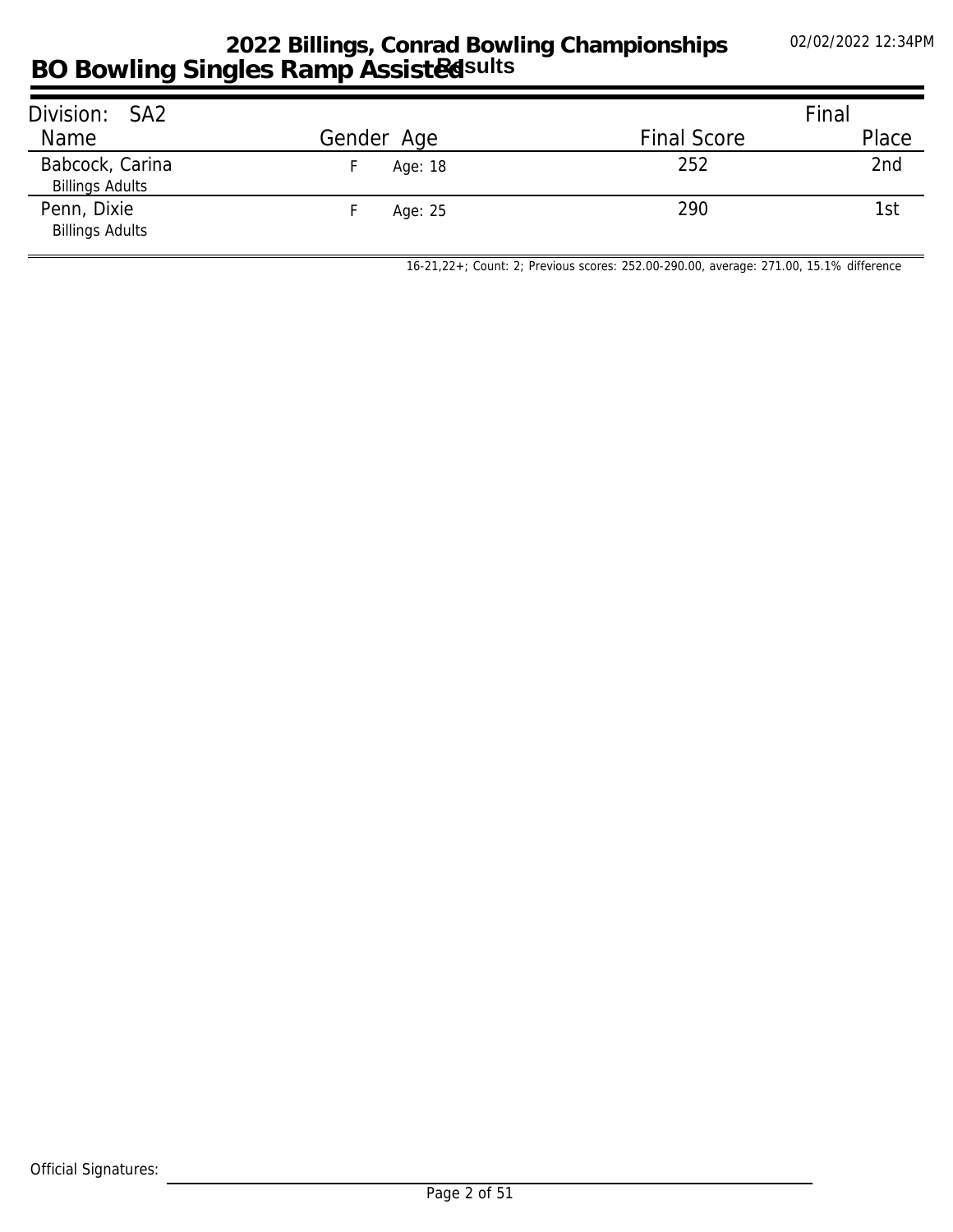# 2022 Billings, Conrad Bowling Championships

## BO Bowling Singles Ramp Assisted Results

02/02/2022 12:34PM

**Division: SA2**

| Name | Gender | Age | Final Score | Final Place |
|---|---|---|---|---|
| Babcock, Carina<br>Billings Adults | F | Age: 18 | 252 | 2nd |
| Penn, Dixie<br>Billings Adults | F | Age: 25 | 290 | 1st |

16-21,22+; Count: 2; Previous scores: 252.00-290.00, average: 271.00, 15.1% difference

Official Signatures: ______________________________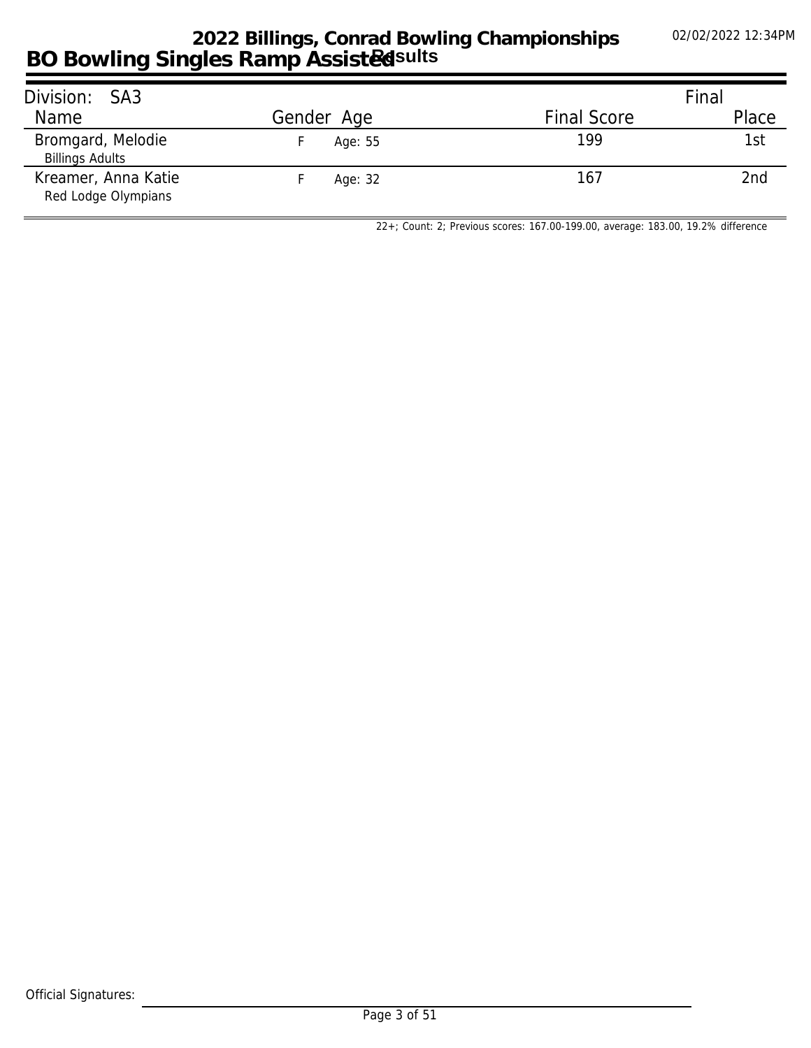# 2022 Billings, Conrad Bowling Championships

## BO Bowling Singles Ramp Assisted Results

02/02/2022 12:34PM

| Division: SA3 | | | | Final |
|---|---|---|---|---|
| Name | Gender | Age | Final Score | Place |
| Bromgard, Melodie<br>Billings Adults | F | Age: 55 | 199 | 1st |
| Kreamer, Anna Katie<br>Red Lodge Olympians | F | Age: 32 | 167 | 2nd |

22+; Count: 2; Previous scores: 167.00-199.00, average: 183.00, 19.2% difference

Official Signatures: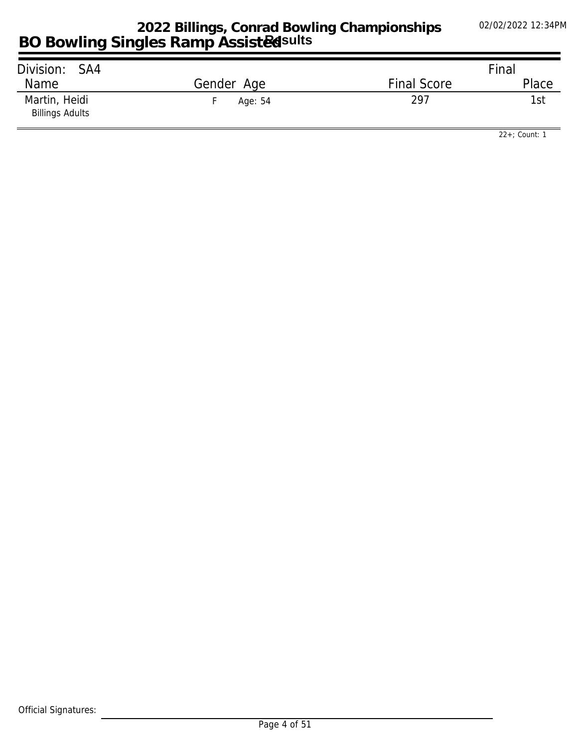# 2022 Billings, Conrad Bowling Championships

## BO Bowling Singles Ramp Assisted Results

02/02/2022 12:34PM

| Division: SA4 | | | Final |
|---|---|---|---|
| Name | Gender Age | Final Score | Place |
| Martin, Heidi<br>Billings Adults | F Age: 54 | 297 | 1st |

22+; Count: 1

Official Signatures: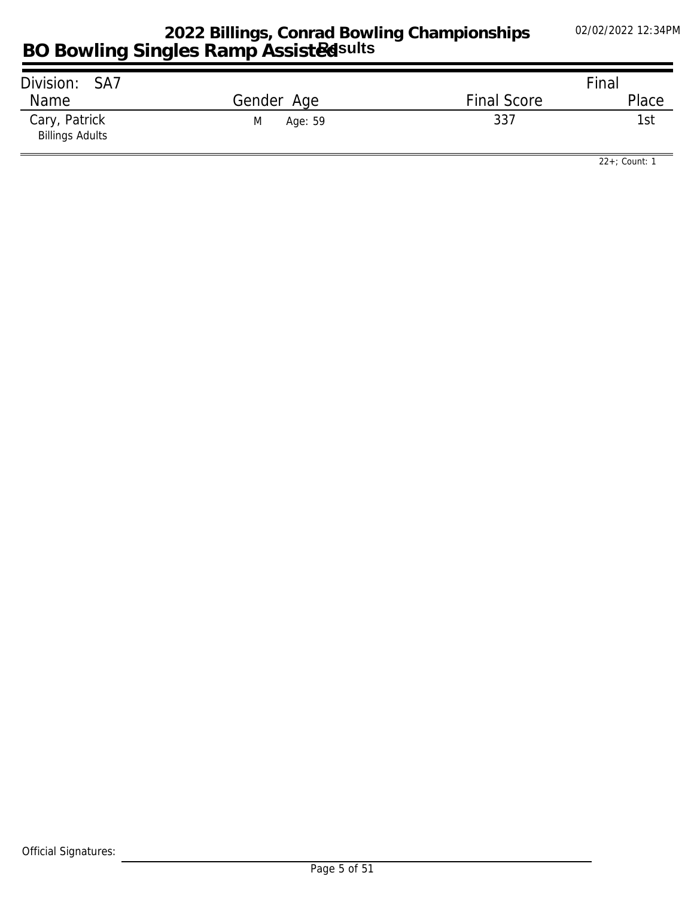# 2022 Billings, Conrad Bowling Championships
## BO Bowling Singles Ramp Assisted Results

02/02/2022 12:34PM

Division: SA7

| Name | Gender | Age | Final Score | Final Place |
| --- | --- | --- | --- | --- |
| Cary, Patrick<br>Billings Adults | M | Age: 59 | 337 | 1st |

22+; Count: 1

Official Signatures: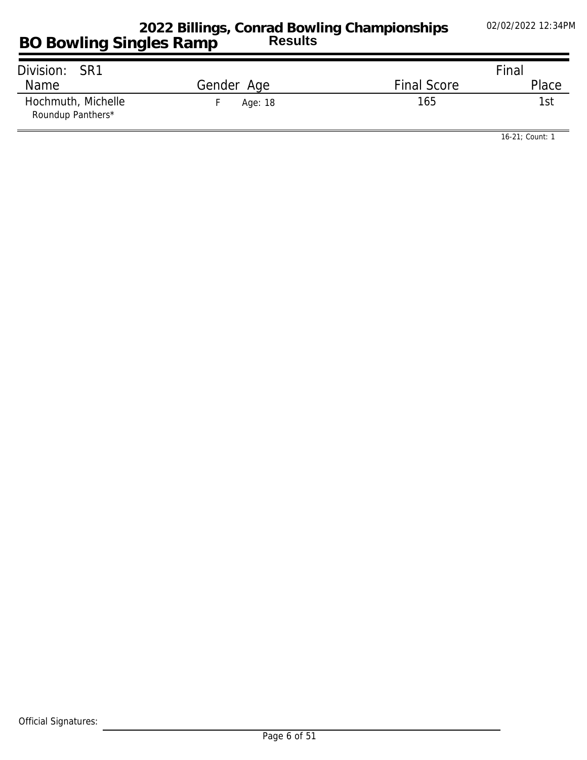# 2022 Billings, Conrad Bowling Championships

## BO Bowling Singles Ramp

**Results**

| Division: SR1 | | | Final |
|---|---|---|---|
| Name | Gender Age | Final Score | Place |
| Hochmuth, Michelle<br>Roundup Panthers* | F Age: 18 | 165 | 1st |

16-21; Count: 1

Official Signatures: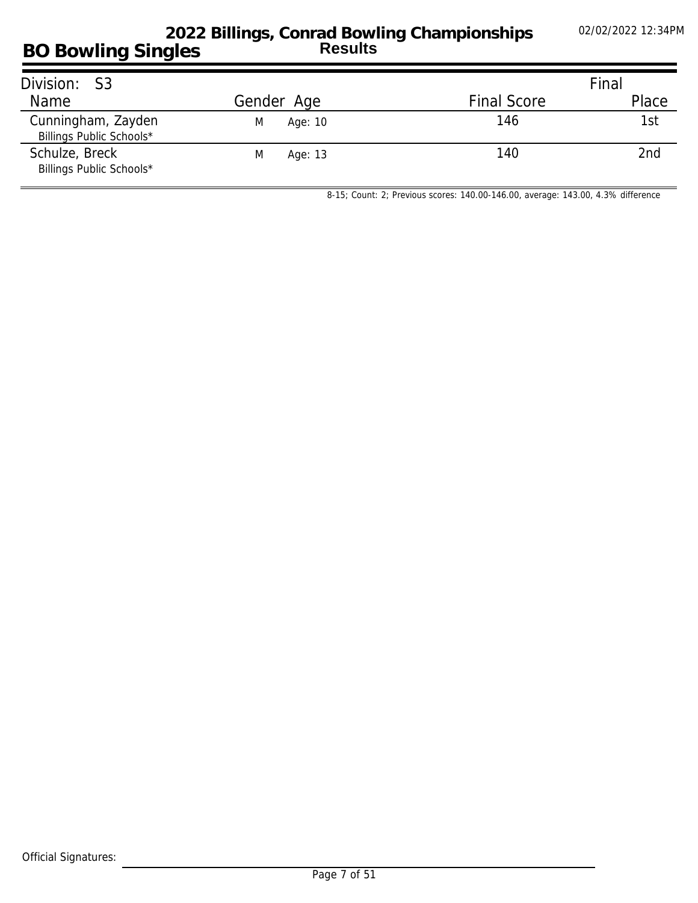# BO Bowling Singles

## 2022 Billings, Conrad Bowling Championships
### Results

02/02/2022 12:34PM

| Division: S3 | | | | Final |
|---|---|---|---|---|
| Name | Gender | Age | Final Score | Place |
| Cunningham, Zayden<br>Billings Public Schools* | M | Age: 10 | 146 | 1st |
| Schulze, Breck<br>Billings Public Schools* | M | Age: 13 | 140 | 2nd |

8-15; Count: 2; Previous scores: 140.00-146.00, average: 143.00, 4.3% difference

Official Signatures: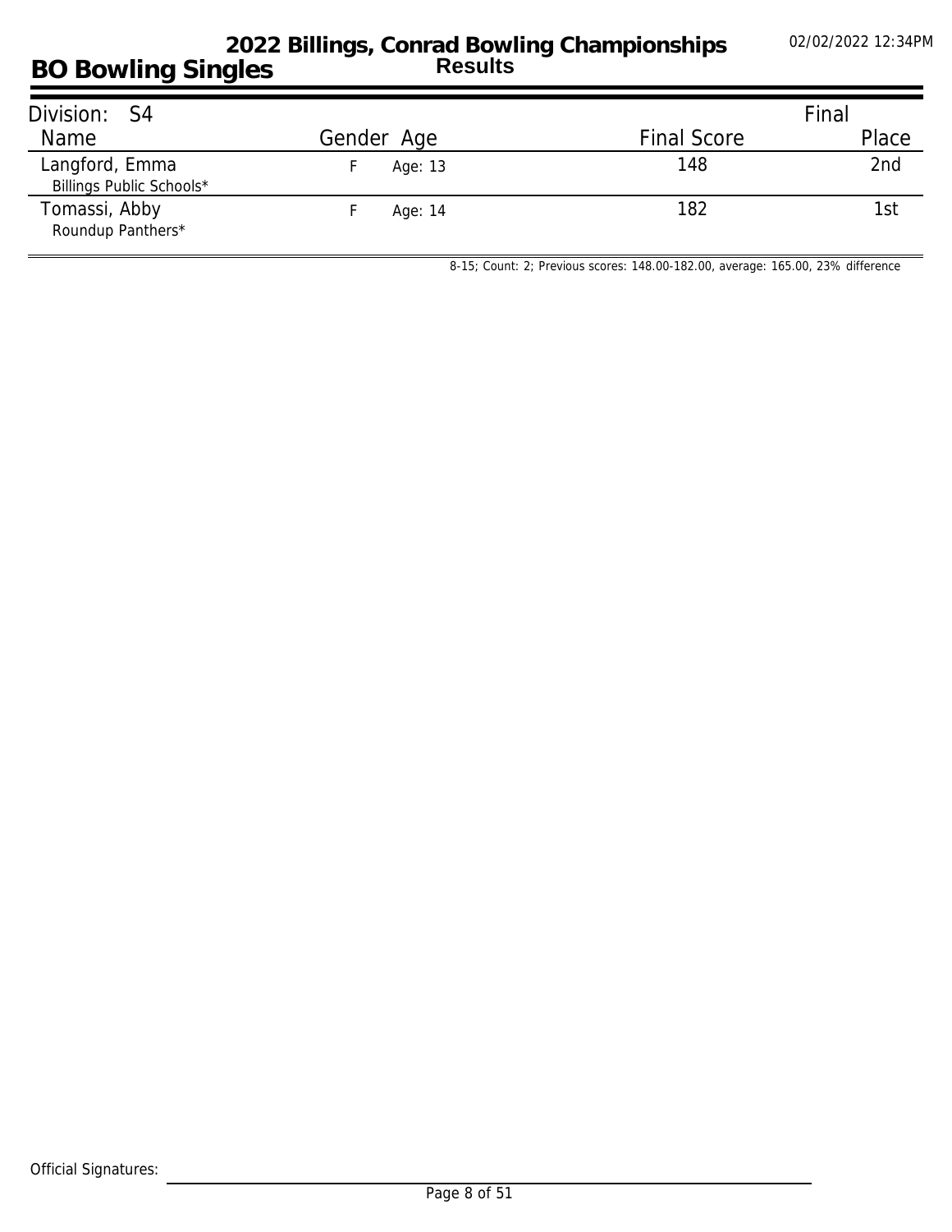# 2022 Billings, Conrad Bowling Championships

## Results

## BO Bowling Singles

02/02/2022 12:34PM

| Division: S4 | | | | Final |
|---|---|---|---|---|
| Name | Gender | Age | Final Score | Place |
| Langford, Emma<br>Billings Public Schools* | F | Age: 13 | 148 | 2nd |
| Tomassi, Abby<br>Roundup Panthers* | F | Age: 14 | 182 | 1st |

8-15; Count: 2; Previous scores: 148.00-182.00, average: 165.00, 23% difference

Official Signatures: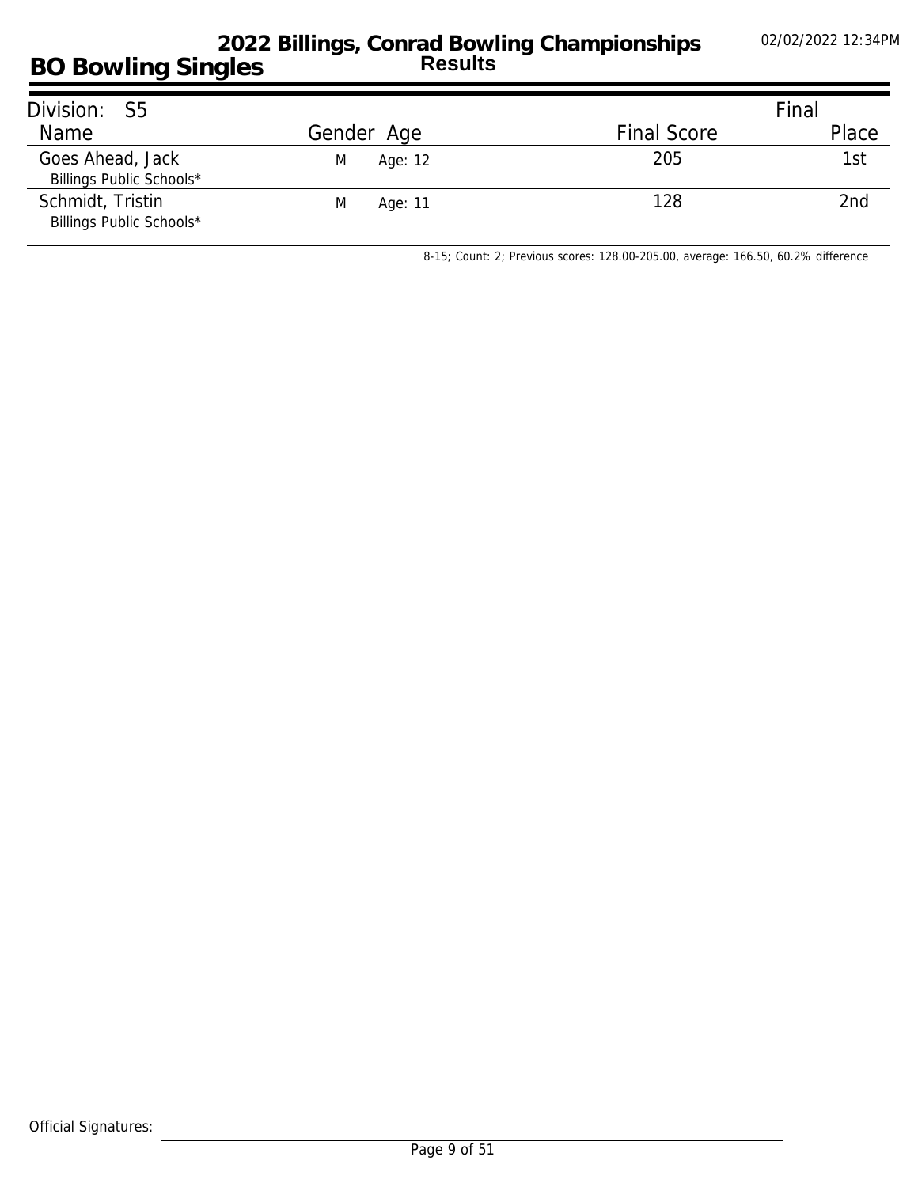# 2022 Billings, Conrad Bowling Championships

## Results

## BO Bowling Singles

| Division: S5 | | | | Final |
|---|---|---|---|---|
| Name | Gender | Age | Final Score | Place |
| Goes Ahead, Jack<br>Billings Public Schools* | M | Age: 12 | 205 | 1st |
| Schmidt, Tristin<br>Billings Public Schools* | M | Age: 11 | 128 | 2nd |

8-15; Count: 2; Previous scores: 128.00-205.00, average: 166.50, 60.2% difference

Official Signatures: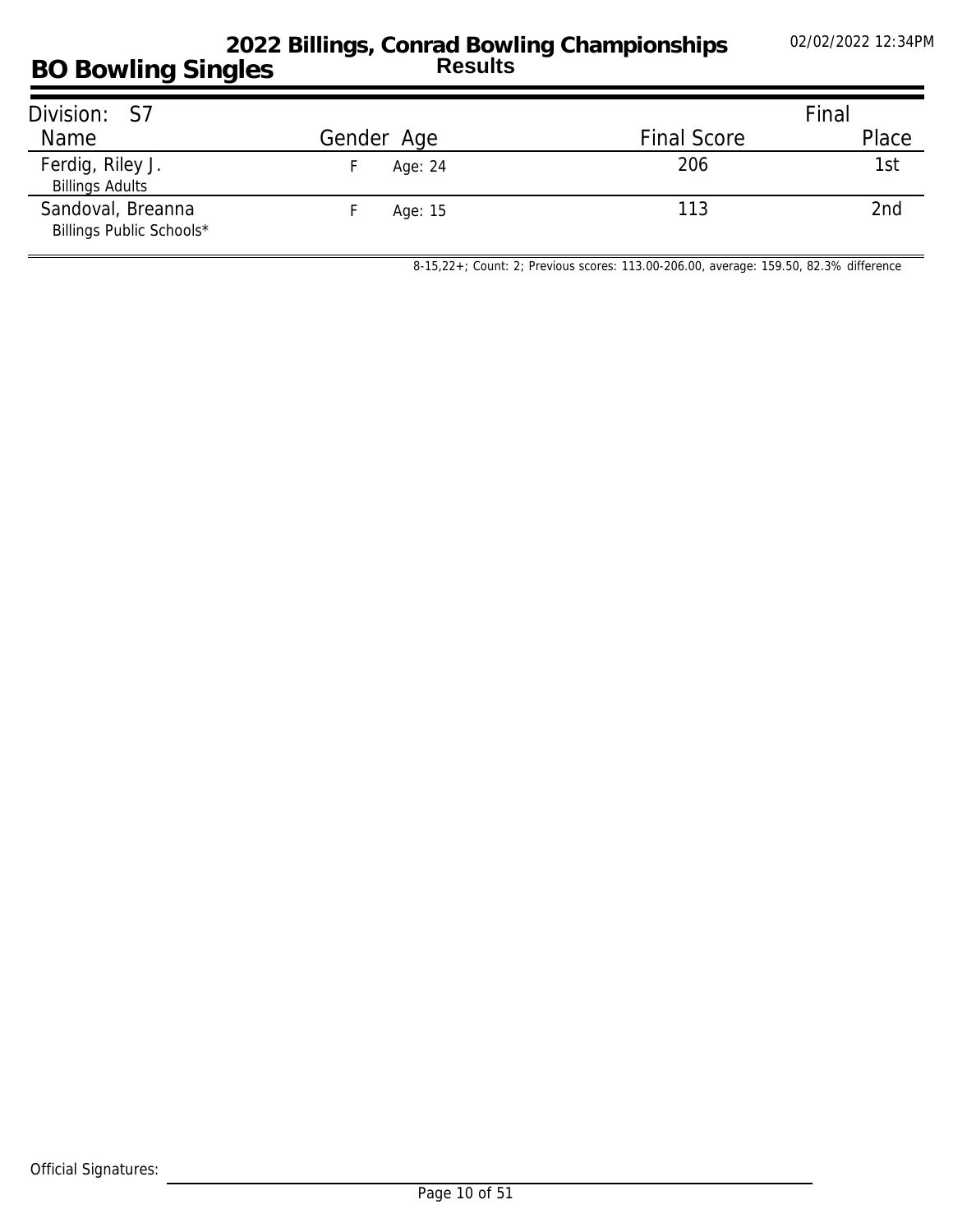# 2022 Billings, Conrad Bowling Championships

## BO Bowling Singles

**Results**

02/02/2022 12:34PM

Division: S7

| Name | Gender | Age | Final Score | Final Place |
|---|---|---|---|---|
| Ferdig, Riley J.<br>Billings Adults | F | Age: 24 | 206 | 1st |
| Sandoval, Breanna<br>Billings Public Schools* | F | Age: 15 | 113 | 2nd |

8-15,22+; Count: 2; Previous scores: 113.00-206.00, average: 159.50, 82.3% difference

Official Signatures: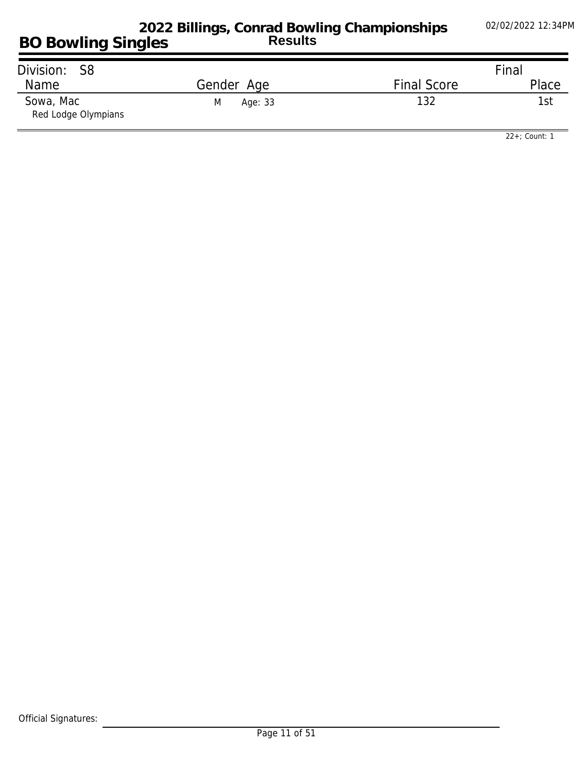# 2022 Billings, Conrad Bowling Championships

## BO Bowling Singles

**Results**

02/02/2022 12:34PM

| Division: S8 | | | Final |
|---|---|---|---|
| Name | Gender Age | Final Score | Place |
| Sowa, Mac<br>Red Lodge Olympians | M Age: 33 | 132 | 1st |

22+; Count: 1

Official Signatures: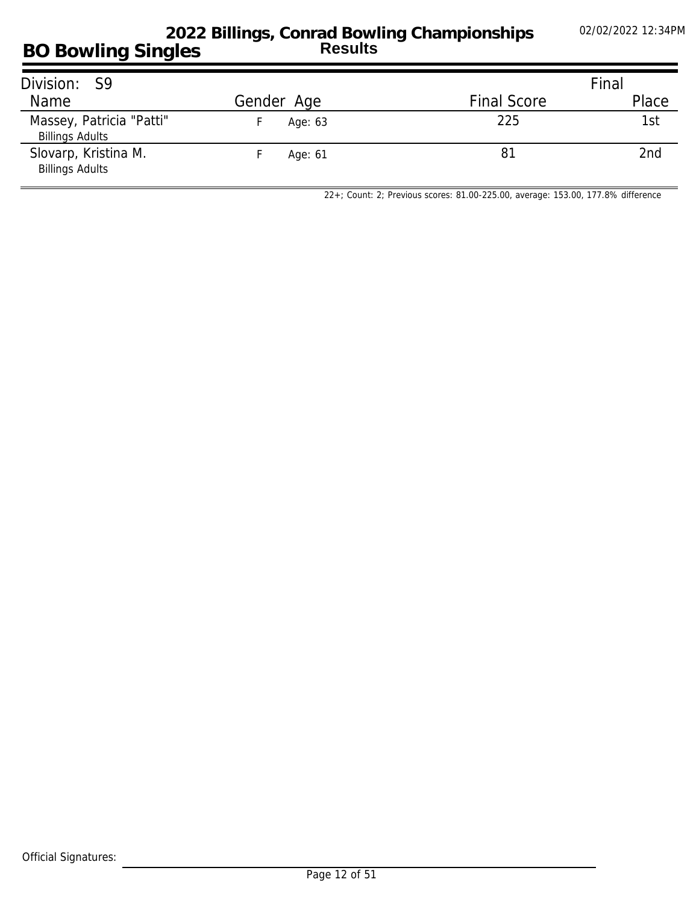# 2022 Billings, Conrad Bowling Championships

## Results

## BO Bowling Singles

02/02/2022 12:34PM

Division: S9

| Name | Gender | Age | Final Score | Final Place |
|---|---|---|---|---|
| Massey, Patricia "Patti"<br>Billings Adults | F | Age: 63 | 225 | 1st |
| Slovarp, Kristina M.<br>Billings Adults | F | Age: 61 | 81 | 2nd |

22+; Count: 2; Previous scores: 81.00-225.00, average: 153.00, 177.8% difference

Official Signatures: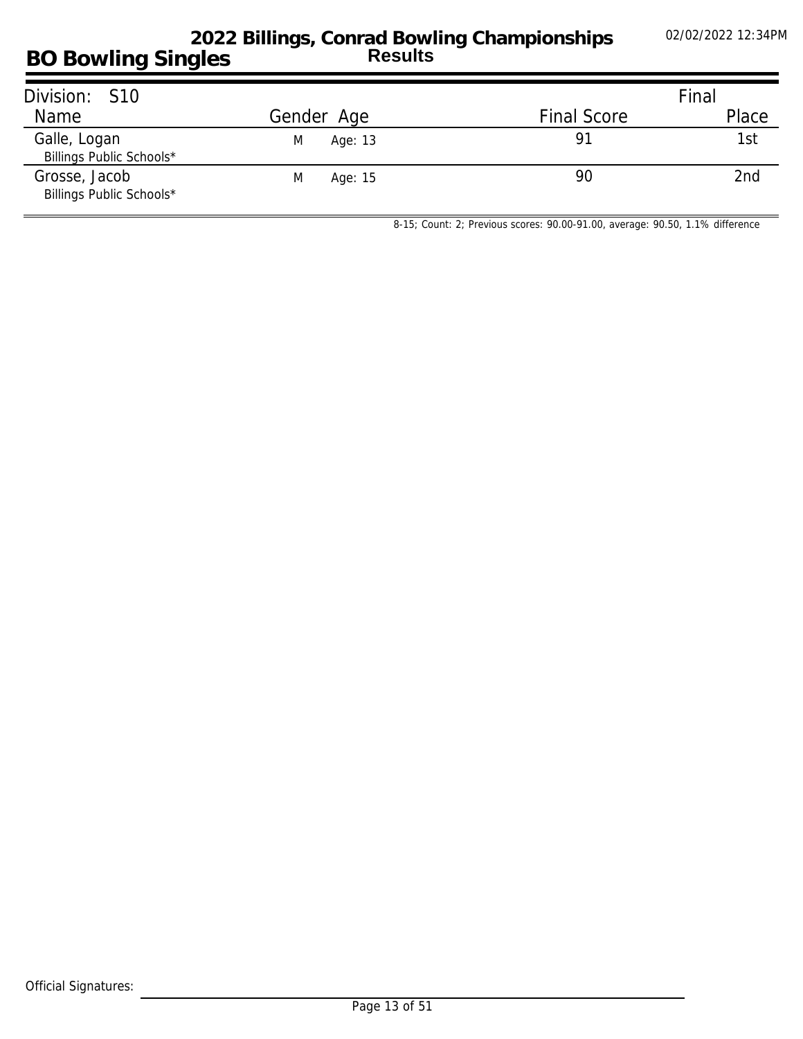# 2022 Billings, Conrad Bowling Championships

## Results

## BO Bowling Singles

02/02/2022 12:34PM

| Division: S10 | | | | Final |
|---|---|---|---|---|
| Name | Gender | Age | Final Score | Place |
| Galle, Logan<br>Billings Public Schools* | M | Age: 13 | 91 | 1st |
| Grosse, Jacob<br>Billings Public Schools* | M | Age: 15 | 90 | 2nd |

8-15; Count: 2; Previous scores: 90.00-91.00, average: 90.50, 1.1% difference

Official Signatures: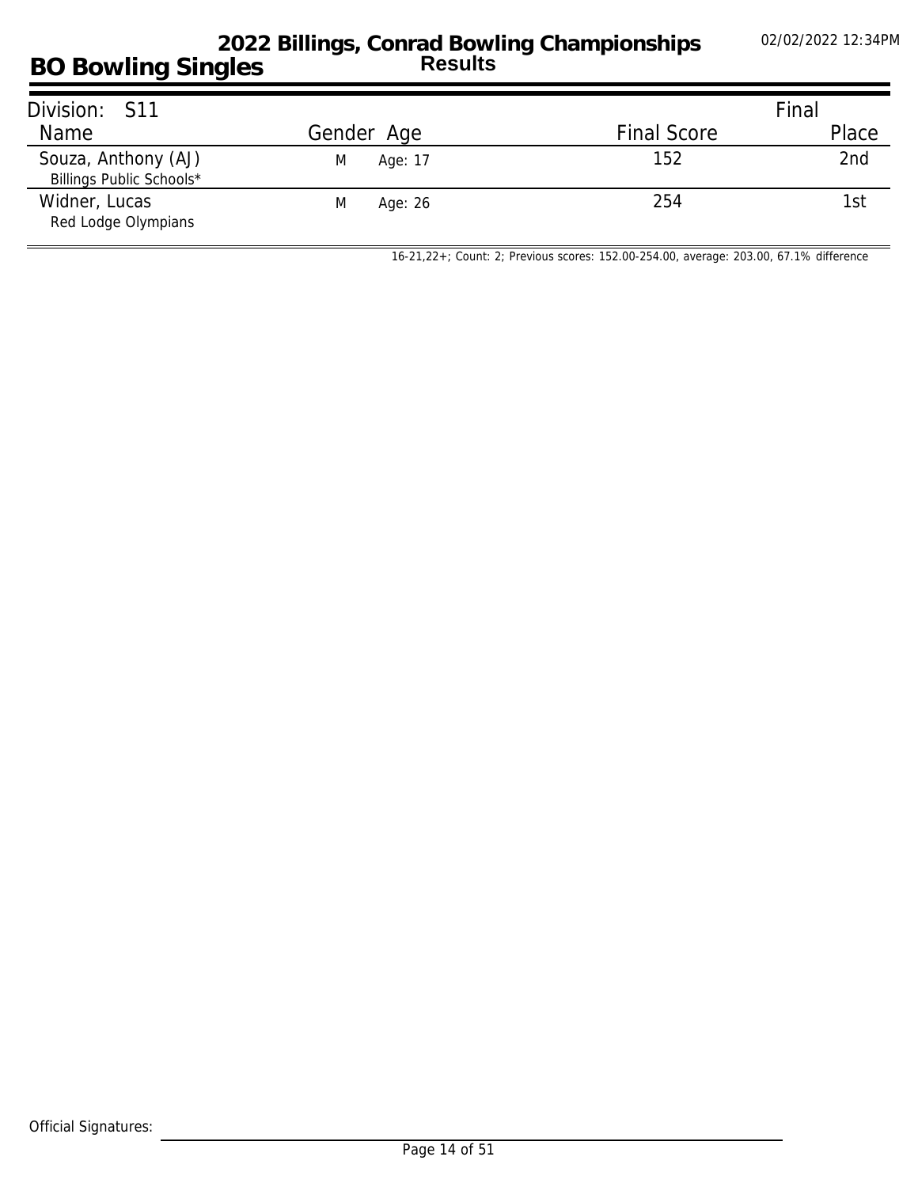# 2022 Billings, Conrad Bowling Championships

## Results

## BO Bowling Singles

02/02/2022 12:34PM

| Division: S11 | | | | Final |
|---|---|---|---|---|
| Name | Gender | Age | Final Score | Place |
| Souza, Anthony (AJ)<br>Billings Public Schools* | M | Age: 17 | 152 | 2nd |
| Widner, Lucas<br>Red Lodge Olympians | M | Age: 26 | 254 | 1st |

16-21,22+; Count: 2; Previous scores: 152.00-254.00, average: 203.00, 67.1% difference

Official Signatures: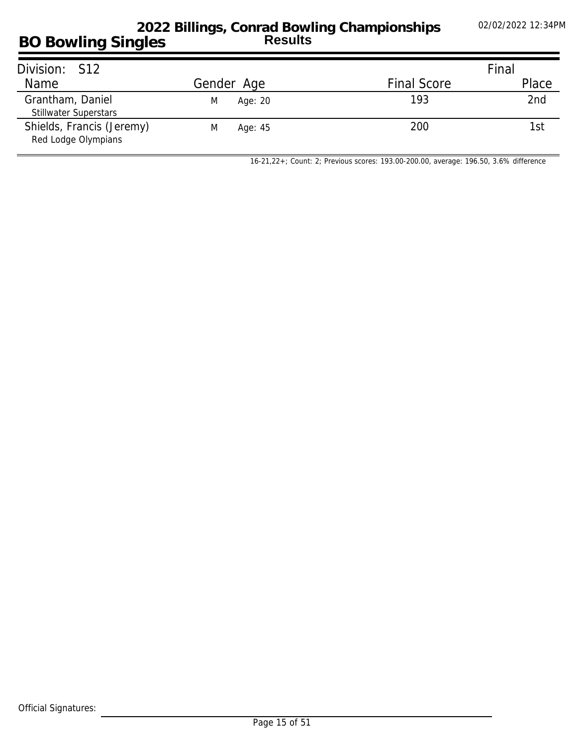# 2022 Billings, Conrad Bowling Championships

## BO Bowling Singles

**Results**

02/02/2022 12:34PM

| Division: S12 | | | Final |
|---|---|---|---|
| Name | Gender Age | Final Score | Place |
| Grantham, Daniel<br>Stillwater Superstars | M Age: 20 | 193 | 2nd |
| Shields, Francis (Jeremy)<br>Red Lodge Olympians | M Age: 45 | 200 | 1st |

16-21,22+; Count: 2; Previous scores: 193.00-200.00, average: 196.50, 3.6% difference

Official Signatures: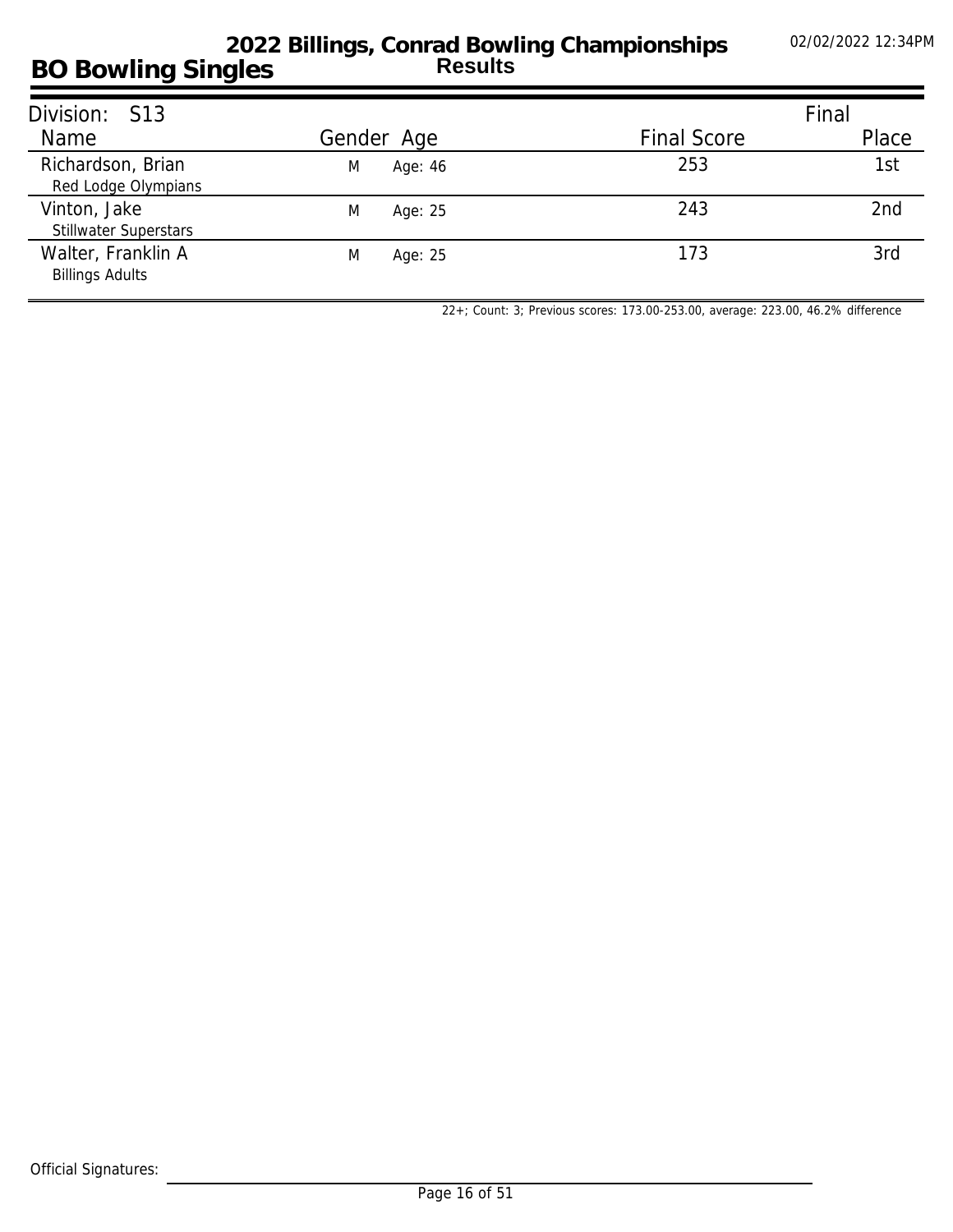# 2022 Billings, Conrad Bowling Championships

## Results

## BO Bowling Singles

02/02/2022 12:34PM

| Division: S13 | | | | Final |
|---|---|---|---|---|
| Name | Gender | Age | Final Score | Place |
| Richardson, Brian<br>Red Lodge Olympians | M | Age: 46 | 253 | 1st |
| Vinton, Jake<br>Stillwater Superstars | M | Age: 25 | 243 | 2nd |
| Walter, Franklin A<br>Billings Adults | M | Age: 25 | 173 | 3rd |

22+; Count: 3; Previous scores: 173.00-253.00, average: 223.00, 46.2% difference

Official Signatures: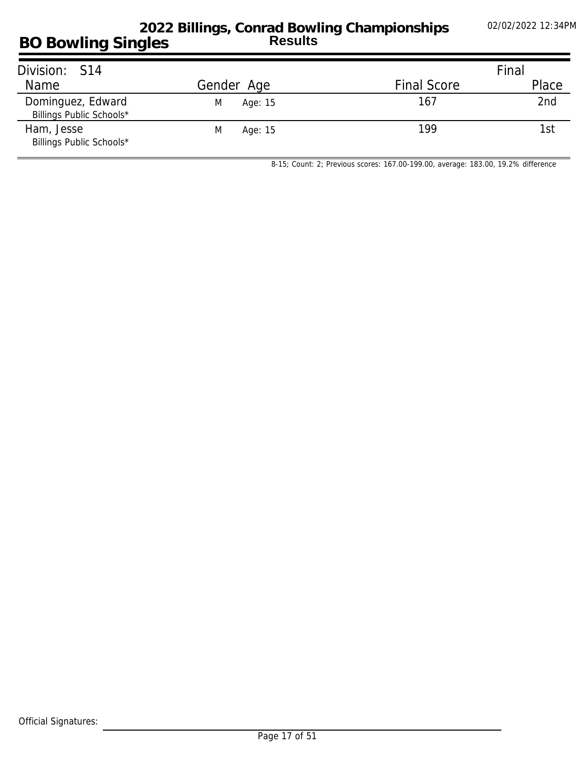# 2022 Billings, Conrad Bowling Championships

## BO Bowling Singles

**Results**

02/02/2022 12:34PM

| Division: S14 | | | | Final |
|---|---|---|---|---|
| Name | Gender | Age | Final Score | Place |
| Dominguez, Edward<br>Billings Public Schools* | M | Age: 15 | 167 | 2nd |
| Ham, Jesse<br>Billings Public Schools* | M | Age: 15 | 199 | 1st |

8-15; Count: 2; Previous scores: 167.00-199.00, average: 183.00, 19.2% difference

Official Signatures: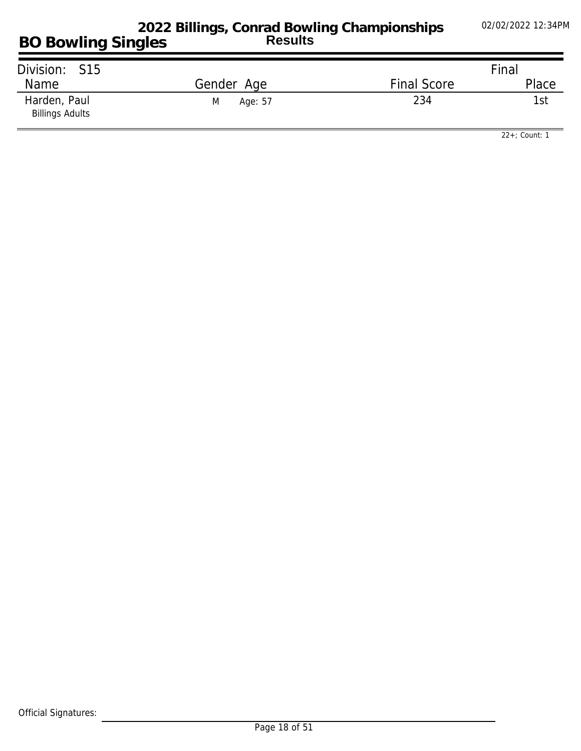# 2022 Billings, Conrad Bowling Championships

## BO Bowling Singles

**Results**

02/02/2022 12:34PM

| Division: S15 | | | Final |
|---|---|---|---|
| Name | Gender Age | Final Score | Place |
| Harden, Paul<br>Billings Adults | M Age: 57 | 234 | 1st |

22+; Count: 1

Official Signatures: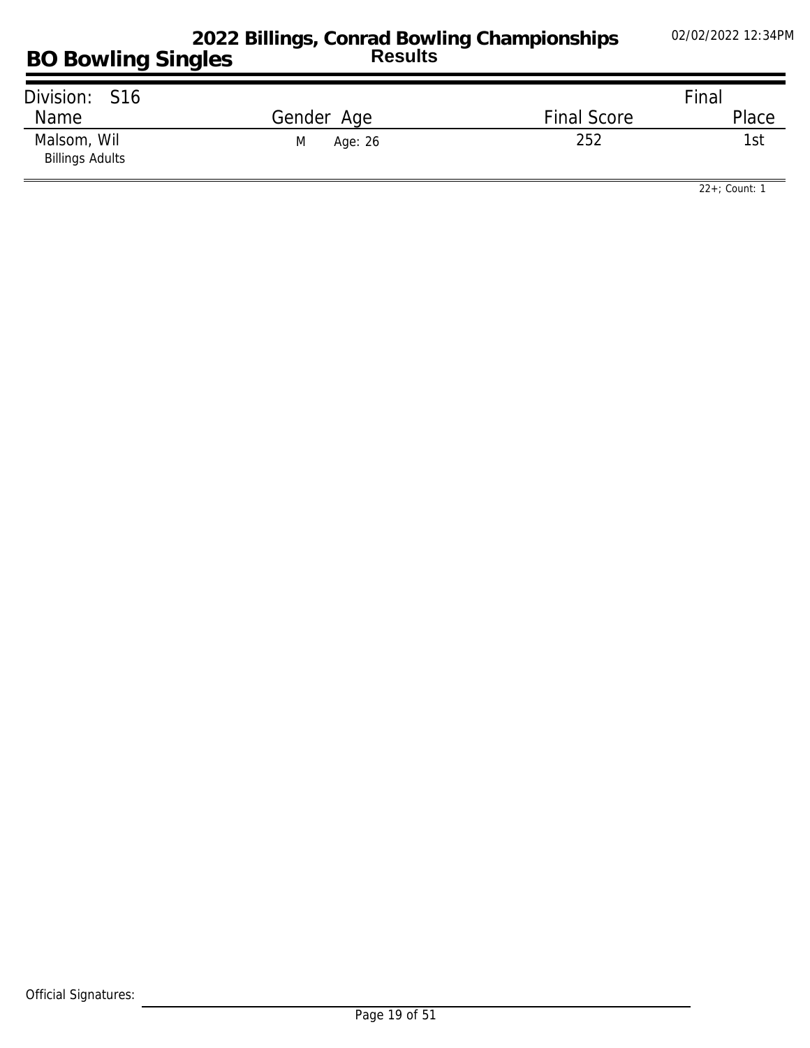# 2022 Billings, Conrad Bowling Championships

## BO Bowling Singles

**Results**

Division: S16

| Name | Gender | Age | Final Score | Final Place |
|---|---|---|---|---|
| Malsom, Wil<br>Billings Adults | M | Age: 26 | 252 | 1st |

22+; Count: 1

Official Signatures: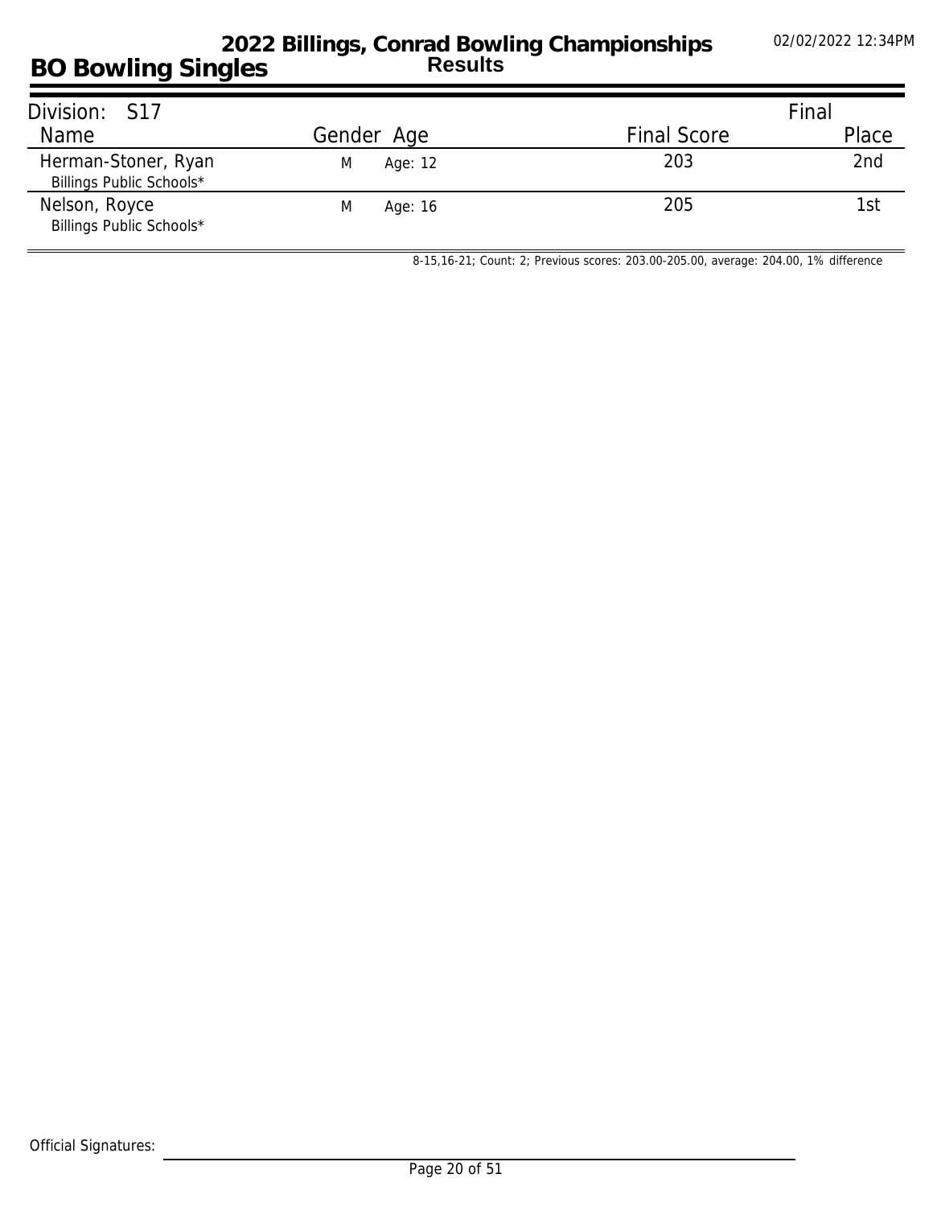# 2022 Billings, Conrad Bowling Championships

## Results

## BO Bowling Singles

02/02/2022 12:34PM

| Division: S17 | | | | Final |
|---|---|---|---|---|
| Name | Gender | Age | Final Score | Place |
| Herman-Stoner, Ryan<br>Billings Public Schools* | M | Age: 12 | 203 | 2nd |
| Nelson, Royce<br>Billings Public Schools* | M | Age: 16 | 205 | 1st |

8-15,16-21; Count: 2; Previous scores: 203.00-205.00, average: 204.00, 1% difference

Official Signatures: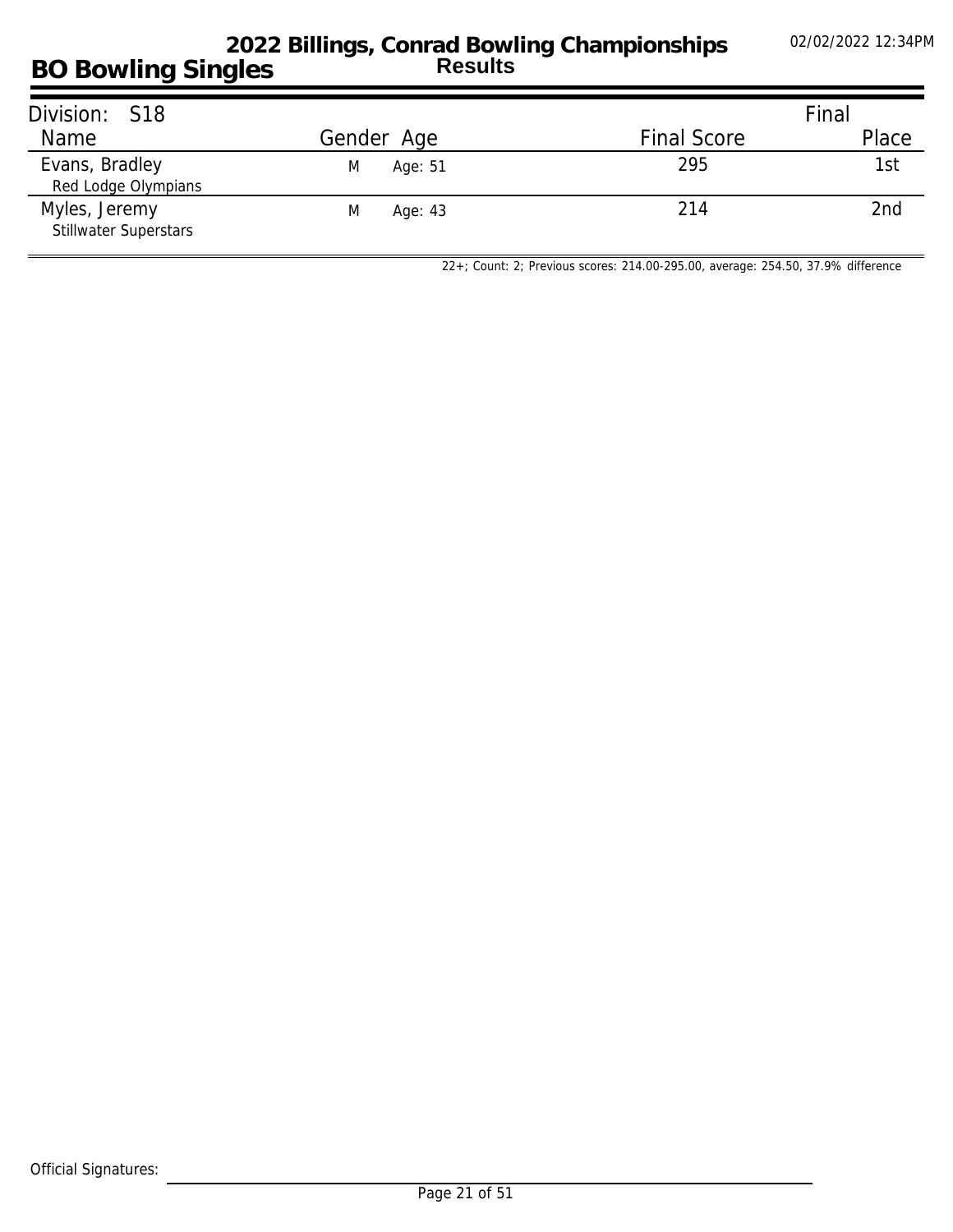# 2022 Billings, Conrad Bowling Championships

## BO Bowling Singles

**Results**

02/02/2022 12:34PM

| Division: S18 | | | | Final |
|---|---|---|---|---|
| Name | Gender | Age | Final Score | Place |
| Evans, Bradley<br>Red Lodge Olympians | M | Age: 51 | 295 | 1st |
| Myles, Jeremy<br>Stillwater Superstars | M | Age: 43 | 214 | 2nd |

22+; Count: 2; Previous scores: 214.00-295.00, average: 254.50, 37.9% difference

Official Signatures: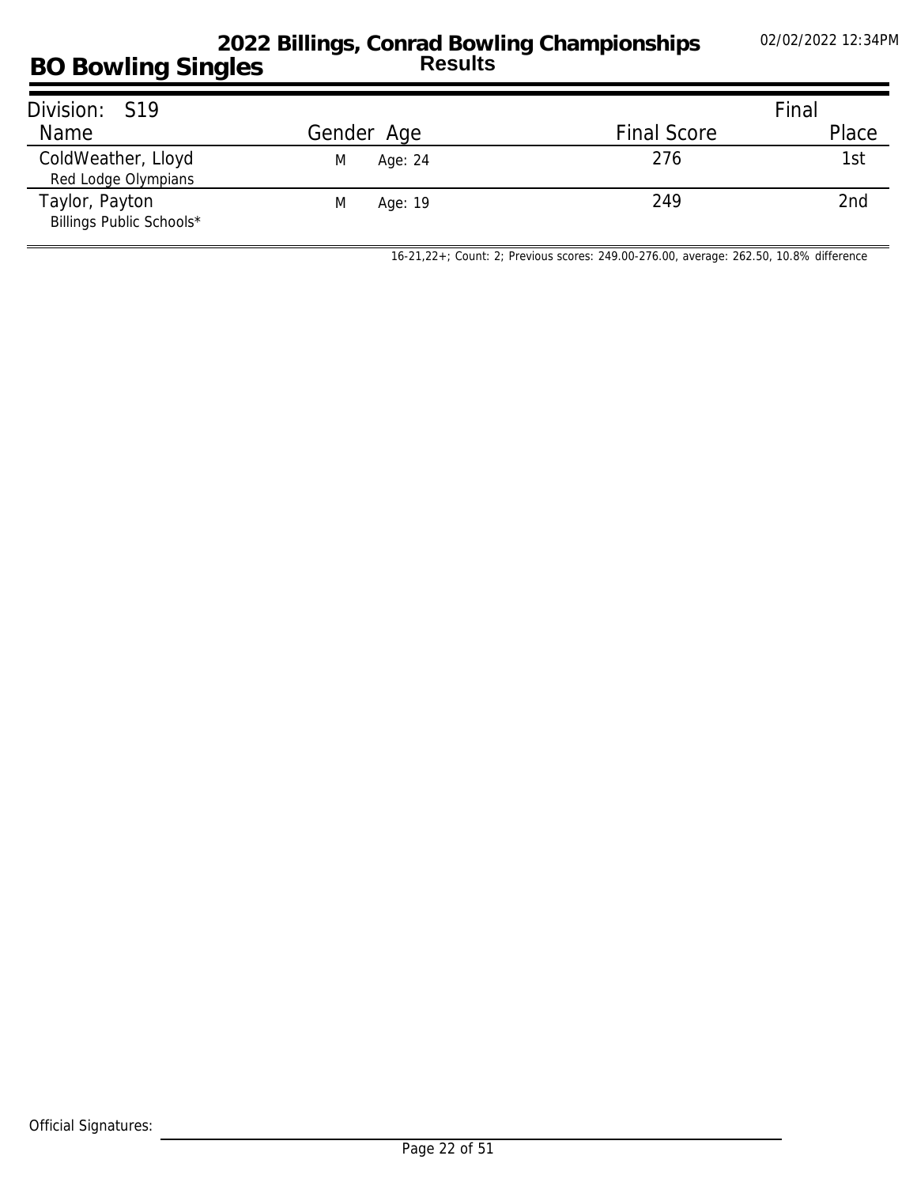# 2022 Billings, Conrad Bowling Championships
## Results

## BO Bowling Singles

02/02/2022 12:34PM

Division: S19

| Name | Gender | Age | Final Score | Final Place |
|---|---|---|---|---|
| ColdWeather, Lloyd<br>Red Lodge Olympians | M | Age: 24 | 276 | 1st |
| Taylor, Payton<br>Billings Public Schools* | M | Age: 19 | 249 | 2nd |

16-21,22+; Count: 2; Previous scores: 249.00-276.00, average: 262.50, 10.8% difference

Official Signatures: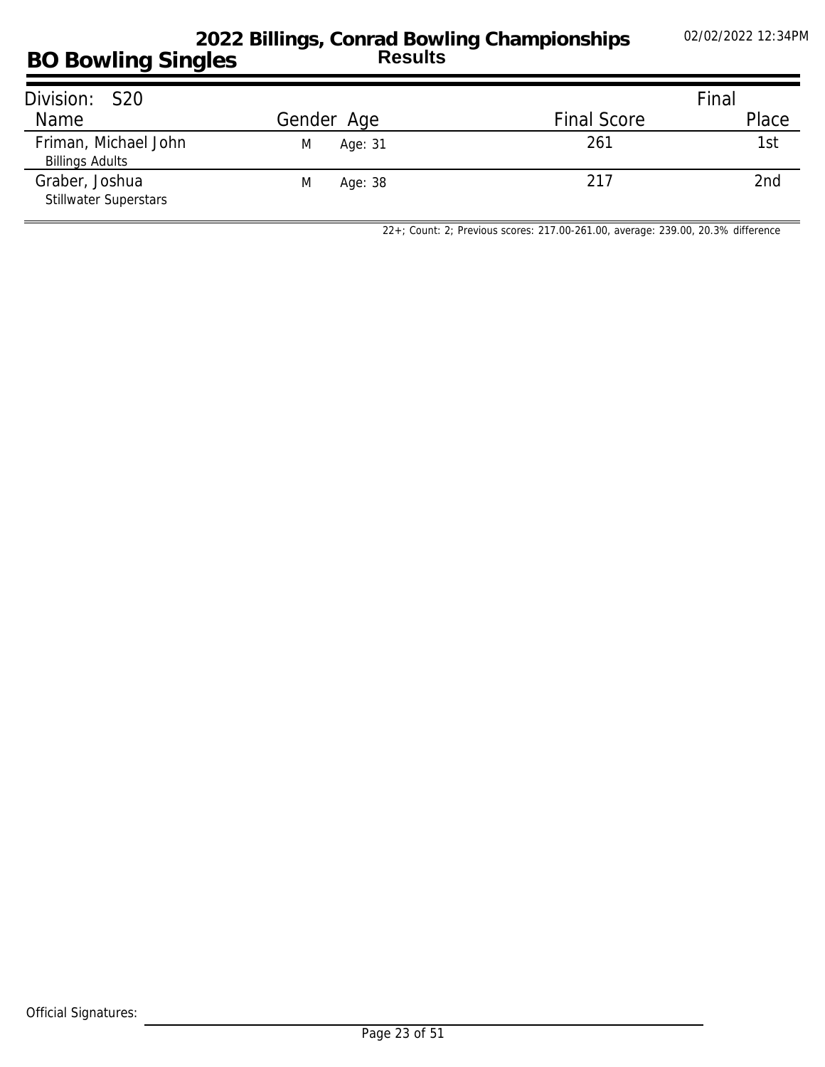# 2022 Billings, Conrad Bowling Championships

## Results

## BO Bowling Singles

02/02/2022 12:34PM

| Division: S20 | | | | Final |
|---|---|---|---|---|
| Name | Gender | Age | Final Score | Place |
| Friman, Michael John<br>Billings Adults | M | Age: 31 | 261 | 1st |
| Graber, Joshua<br>Stillwater Superstars | M | Age: 38 | 217 | 2nd |

22+; Count: 2; Previous scores: 217.00-261.00, average: 239.00, 20.3% difference

Official Signatures: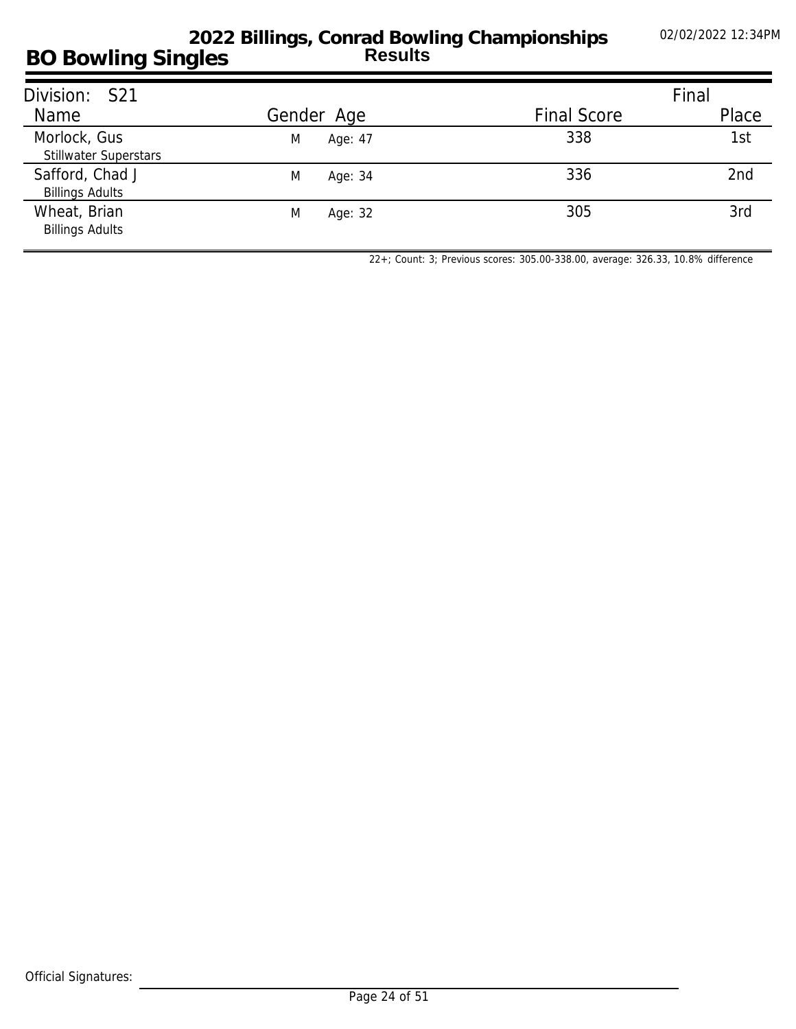# 2022 Billings, Conrad Bowling Championships

## BO Bowling Singles

**Results**

02/02/2022 12:34PM

| Division: S21 | | | | Final |
|---|---|---|---|---|
| Name | Gender | Age | Final Score | Place |
| Morlock, Gus<br>Stillwater Superstars | M | Age: 47 | 338 | 1st |
| Safford, Chad J<br>Billings Adults | M | Age: 34 | 336 | 2nd |
| Wheat, Brian<br>Billings Adults | M | Age: 32 | 305 | 3rd |

22+; Count: 3; Previous scores: 305.00-338.00, average: 326.33, 10.8% difference

Official Signatures: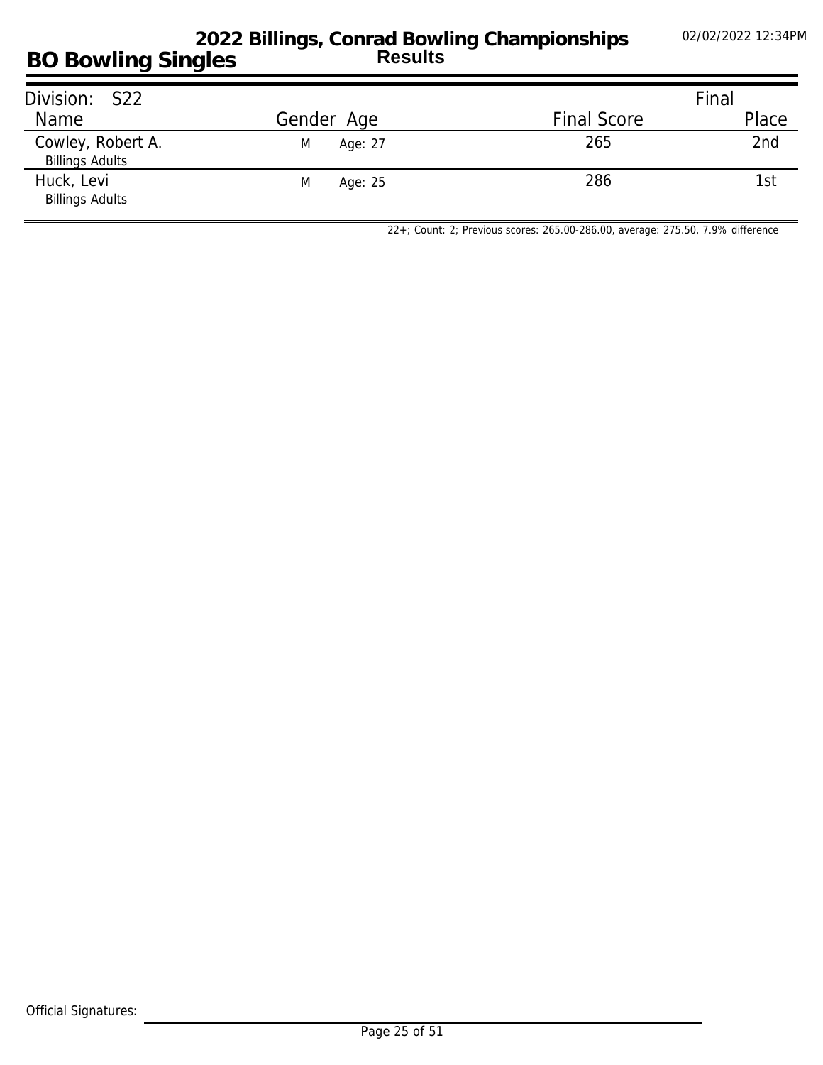# 2022 Billings, Conrad Bowling Championships

## BO Bowling Singles

**Results**

| Division: S22 | | | | Final |
|---|---|---|---|---|
| Name | Gender | Age | Final Score | Place |
| Cowley, Robert A.<br>Billings Adults | M | Age: 27 | 265 | 2nd |
| Huck, Levi<br>Billings Adults | M | Age: 25 | 286 | 1st |

22+; Count: 2; Previous scores: 265.00-286.00, average: 275.50, 7.9% difference

Official Signatures: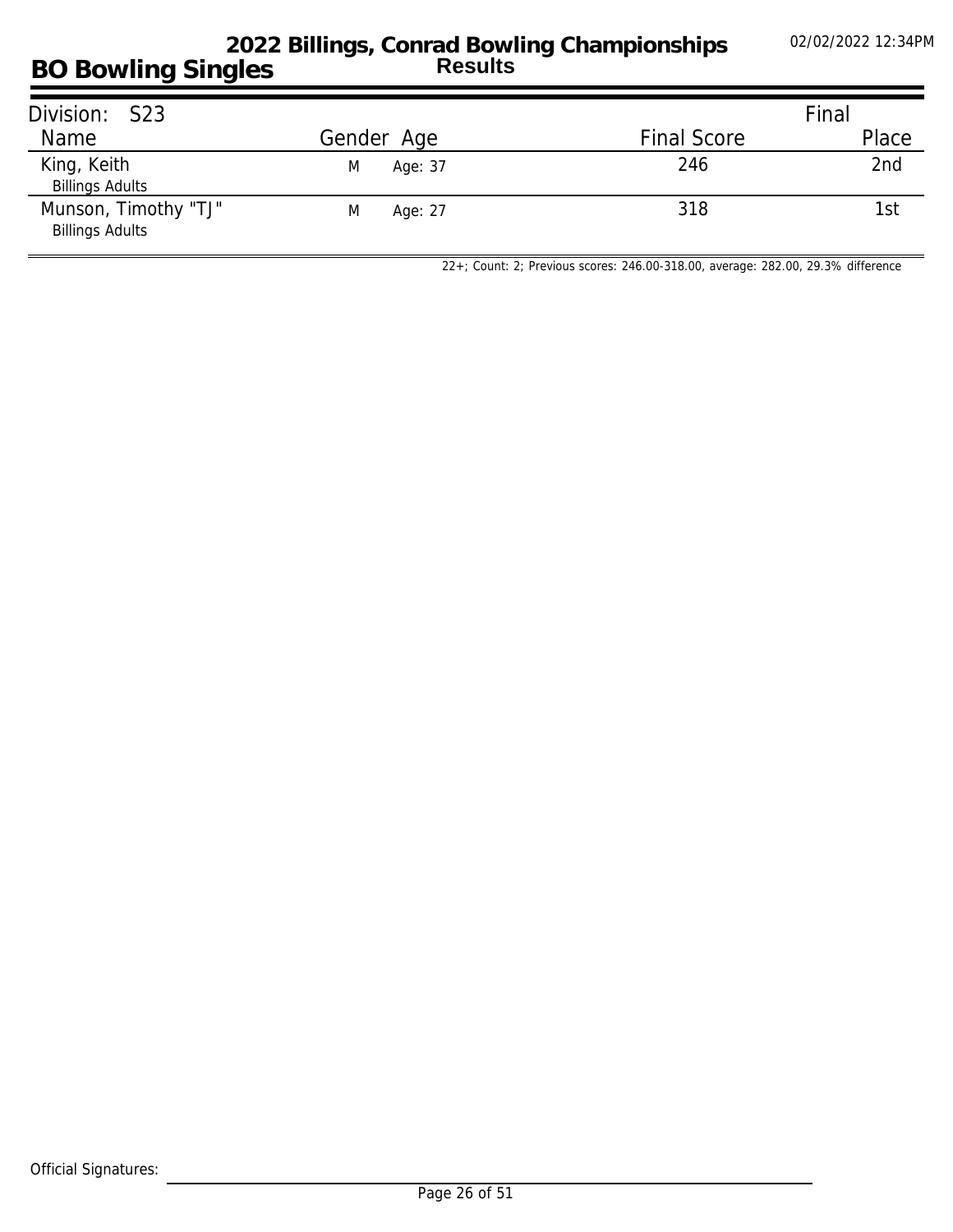# BO Bowling Singles

## 2022 Billings, Conrad Bowling Championships
### Results

02/02/2022 12:34PM

Division: S23

| Name | Gender | Age | Final Score | Final Place |
|---|---|---|---|---|
| King, Keith<br>Billings Adults | M | Age: 37 | 246 | 2nd |
| Munson, Timothy "TJ"<br>Billings Adults | M | Age: 27 | 318 | 1st |

22+; Count: 2; Previous scores: 246.00-318.00, average: 282.00, 29.3% difference

Official Signatures: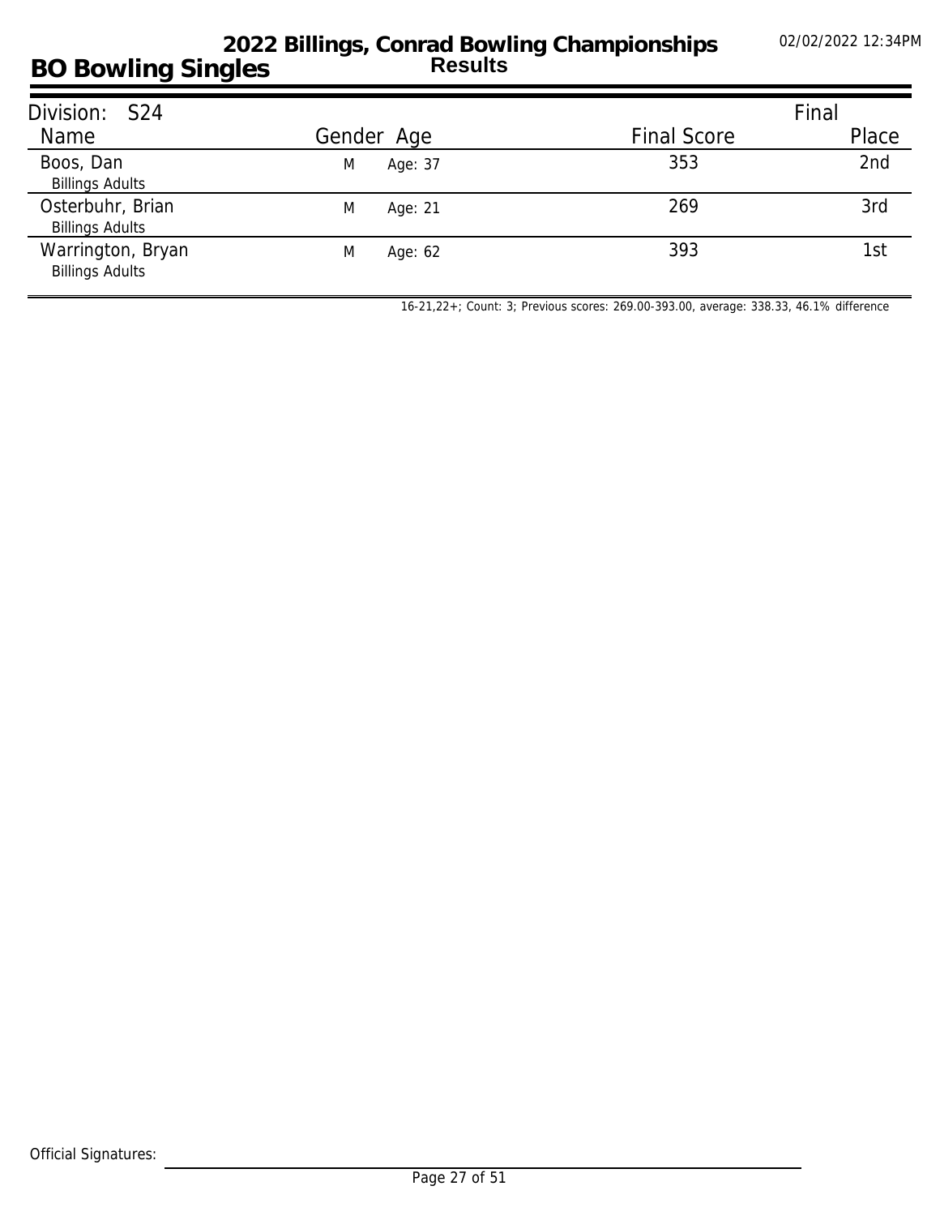# 2022 Billings, Conrad Bowling Championships

## BO Bowling Singles

**Results**

02/02/2022 12:34PM

Division: S24

| Name | Gender | Age | Final Score | Final Place |
|---|---|---|---|---|
| Boos, Dan<br>Billings Adults | M | Age: 37 | 353 | 2nd |
| Osterbuhr, Brian<br>Billings Adults | M | Age: 21 | 269 | 3rd |
| Warrington, Bryan<br>Billings Adults | M | Age: 62 | 393 | 1st |

16-21,22+; Count: 3; Previous scores: 269.00-393.00, average: 338.33, 46.1% difference

Official Signatures: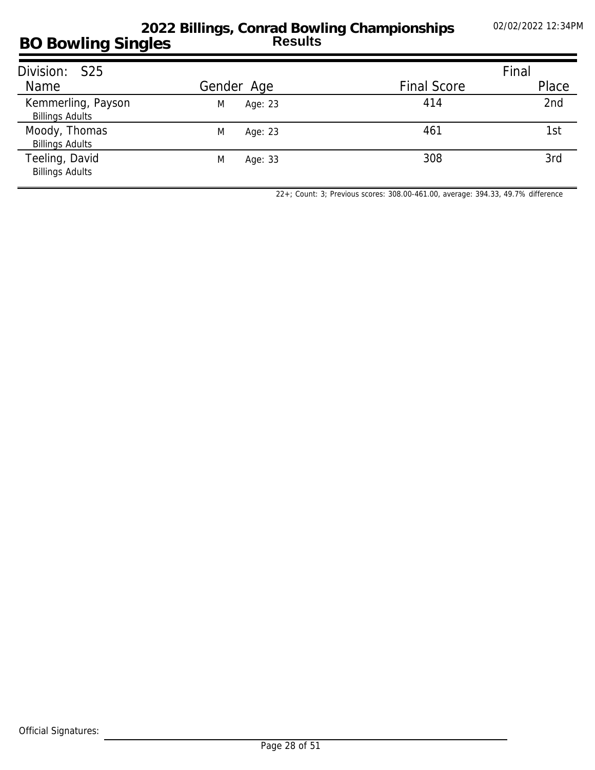# 2022 Billings, Conrad Bowling Championships

## Results

## BO Bowling Singles

02/02/2022 12:34PM

| Division: S25 | | | | Final |
|---|---|---|---|---|
| Name | Gender | Age | Final Score | Place |
| Kemmerling, Payson<br>Billings Adults | M | Age: 23 | 414 | 2nd |
| Moody, Thomas<br>Billings Adults | M | Age: 23 | 461 | 1st |
| Teeling, David<br>Billings Adults | M | Age: 33 | 308 | 3rd |

22+; Count: 3; Previous scores: 308.00-461.00, average: 394.33, 49.7% difference

Official Signatures: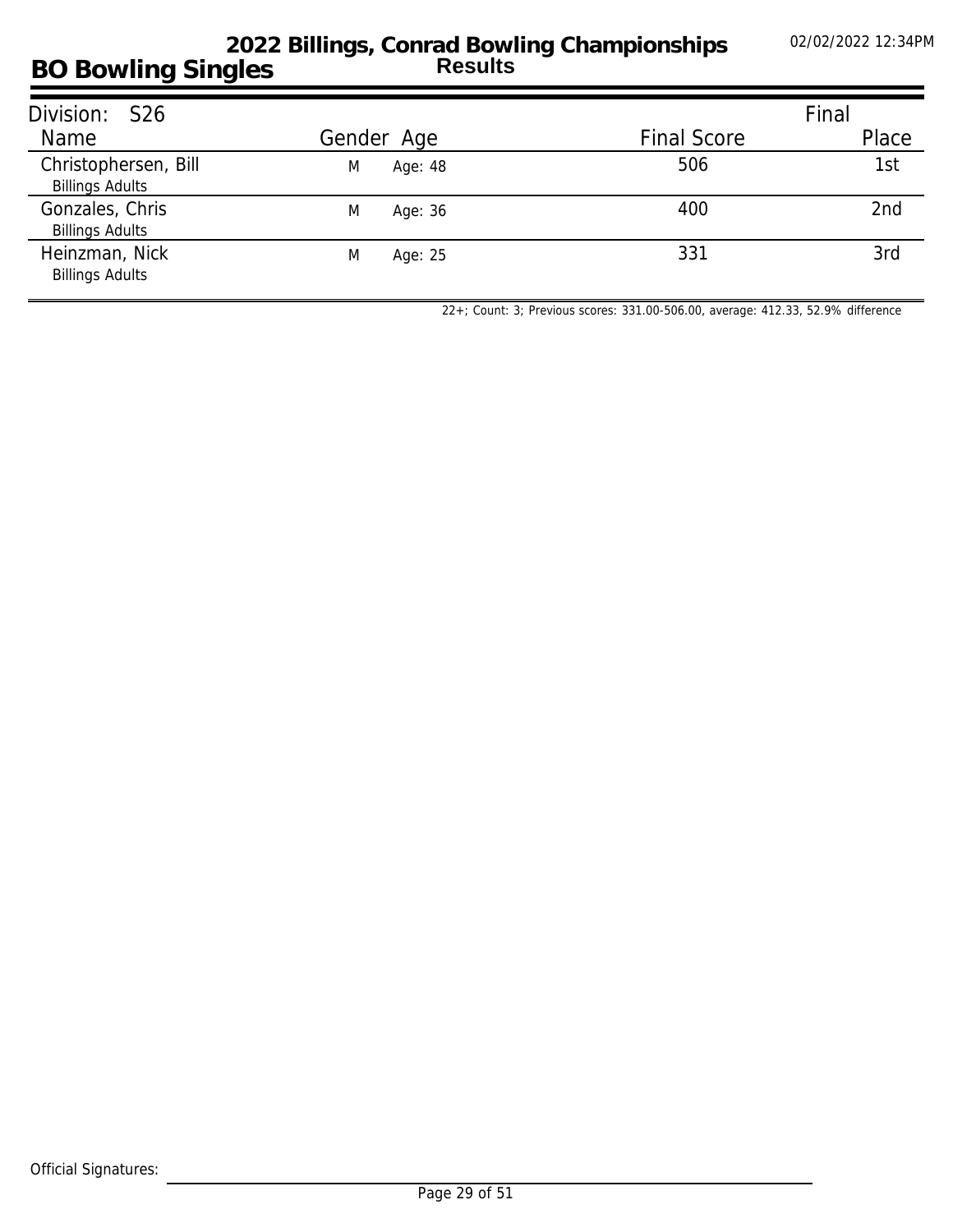# 2022 Billings, Conrad Bowling Championships

## BO Bowling Singles

**Results**

02/02/2022 12:34PM

**Division: S26**

| Name | Gender | Age | Final Score | Final Place |
|---|---|---|---|---|
| Christophersen, Bill<br>Billings Adults | M | Age: 48 | 506 | 1st |
| Gonzales, Chris<br>Billings Adults | M | Age: 36 | 400 | 2nd |
| Heinzman, Nick<br>Billings Adults | M | Age: 25 | 331 | 3rd |

22+; Count: 3; Previous scores: 331.00-506.00, average: 412.33, 52.9% difference

Official Signatures: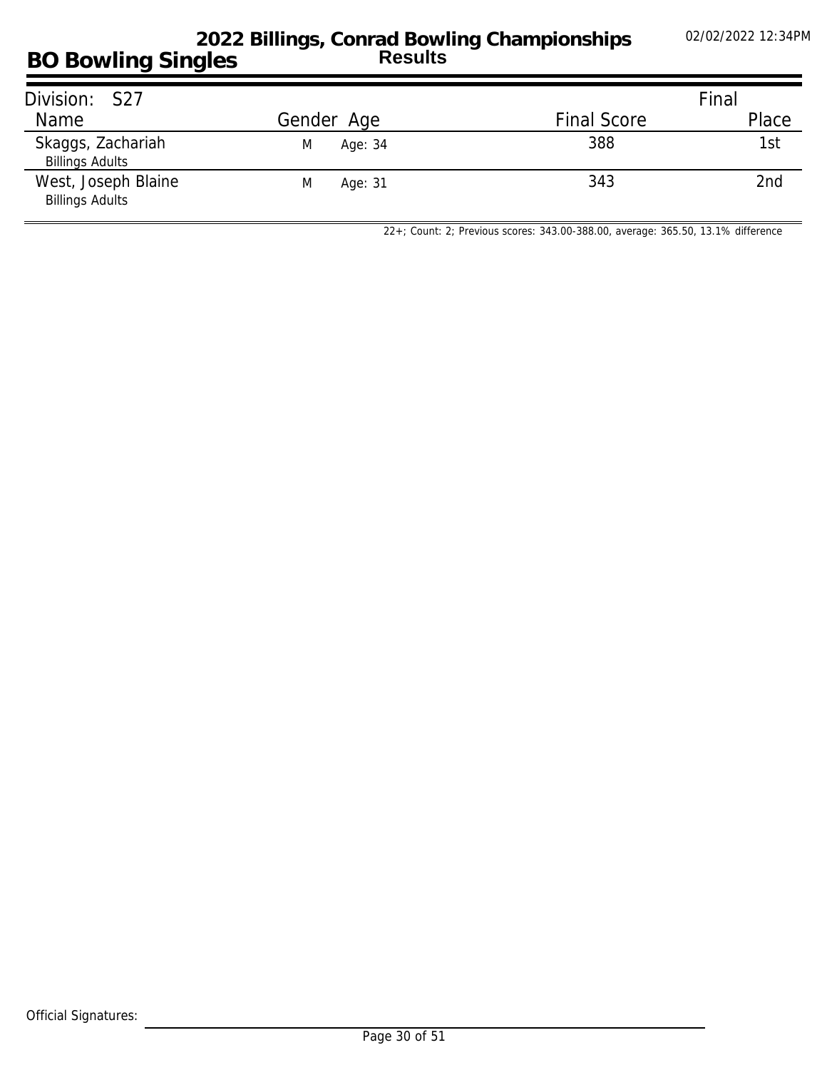# 2022 Billings, Conrad Bowling Championships

## BO Bowling Singles

**Results**

Division: S27

| Name | Gender | Age | Final Score | Final Place |
|---|---|---|---|---|
| Skaggs, Zachariah<br>Billings Adults | M | Age: 34 | 388 | 1st |
| West, Joseph Blaine<br>Billings Adults | M | Age: 31 | 343 | 2nd |

22+; Count: 2; Previous scores: 343.00-388.00, average: 365.50, 13.1% difference

Official Signatures: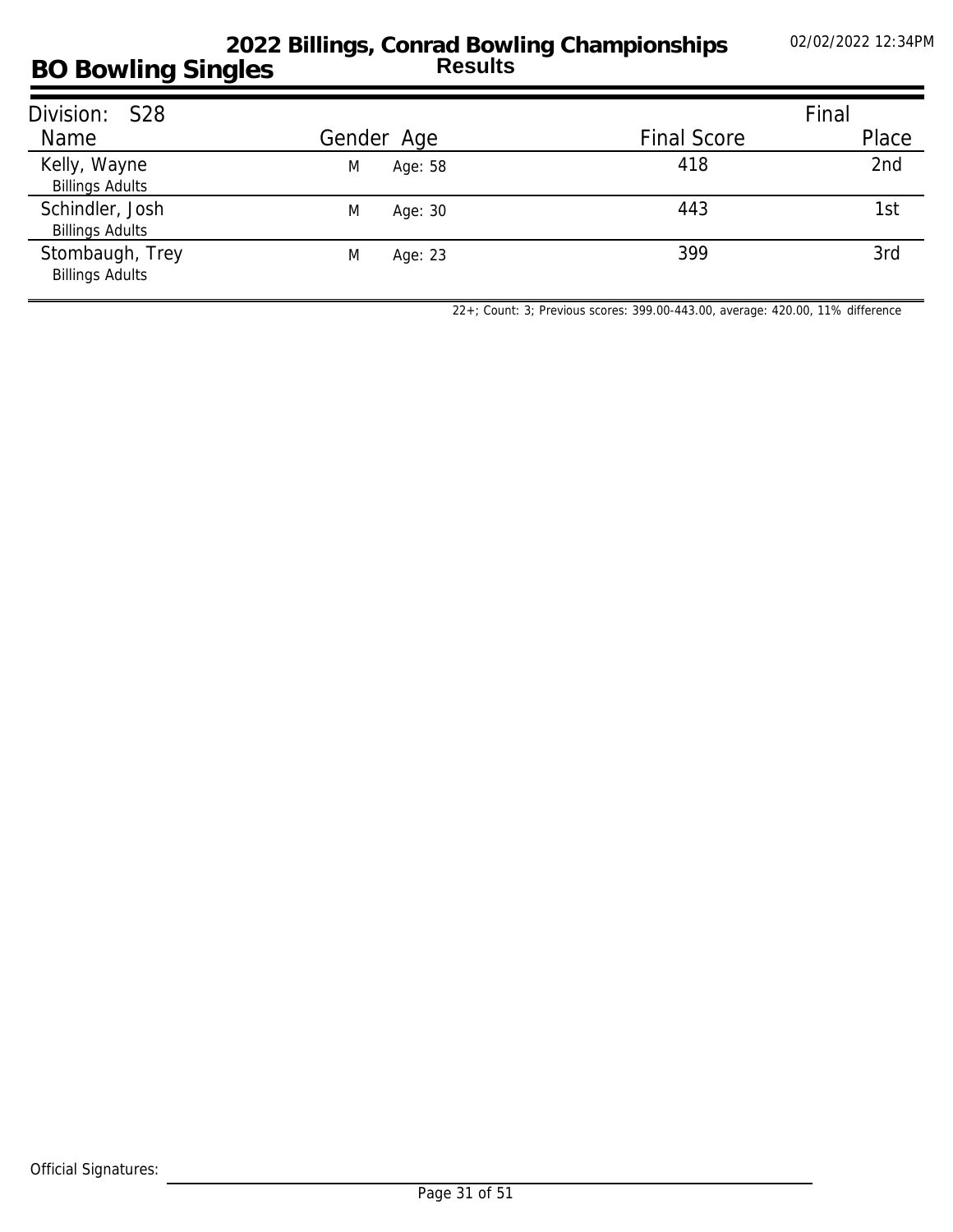# 2022 Billings, Conrad Bowling Championships

## BO Bowling Singles

**Results**

02/02/2022 12:34PM

| Division: S28 | | | | Final |
|---|---|---|---|---|
| Name | Gender | Age | Final Score | Place |
| Kelly, Wayne<br>Billings Adults | M | Age: 58 | 418 | 2nd |
| Schindler, Josh<br>Billings Adults | M | Age: 30 | 443 | 1st |
| Stombaugh, Trey<br>Billings Adults | M | Age: 23 | 399 | 3rd |

22+; Count: 3; Previous scores: 399.00-443.00, average: 420.00, 11% difference

Official Signatures: ______________________________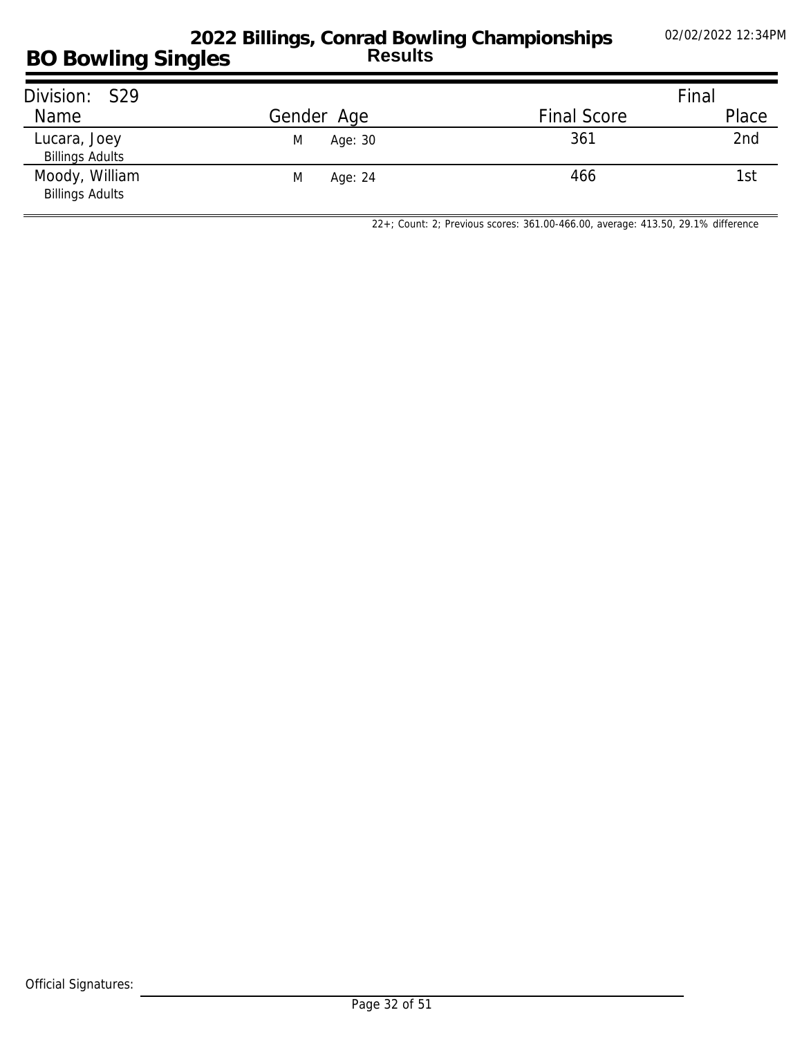# BO Bowling Singles

## 2022 Billings, Conrad Bowling Championships

### Results

02/02/2022 12:34PM

| Division: S29 | | | Final |
|---|---|---|---|
| Name | Gender Age | Final Score | Place |
| Lucara, Joey<br>Billings Adults | M Age: 30 | 361 | 2nd |
| Moody, William<br>Billings Adults | M Age: 24 | 466 | 1st |

22+; Count: 2; Previous scores: 361.00-466.00, average: 413.50, 29.1% difference

Official Signatures: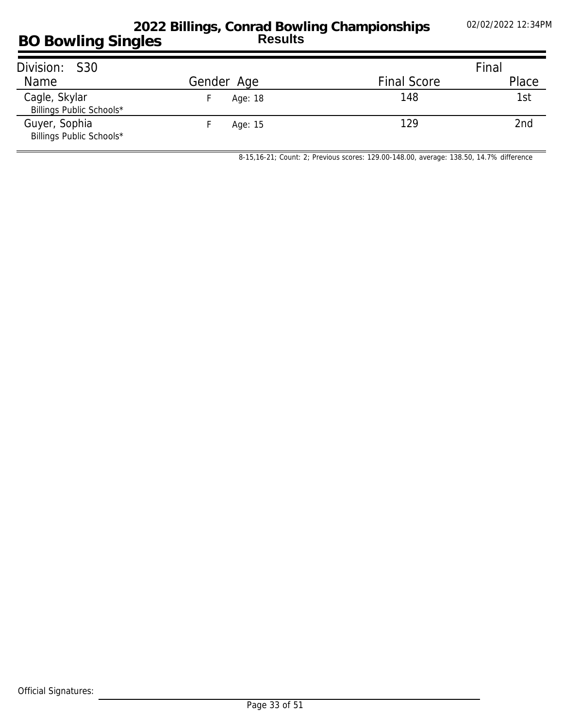# 2022 Billings, Conrad Bowling Championships

## BO Bowling Singles

**Results**

02/02/2022 12:34PM

| Division: S30 | | | | Final |
|---|---|---|---|---|
| Name | Gender | Age | Final Score | Place |
| Cagle, Skylar<br>Billings Public Schools* | F | Age: 18 | 148 | 1st |
| Guyer, Sophia<br>Billings Public Schools* | F | Age: 15 | 129 | 2nd |

8-15,16-21; Count: 2; Previous scores: 129.00-148.00, average: 138.50, 14.7% difference

Official Signatures: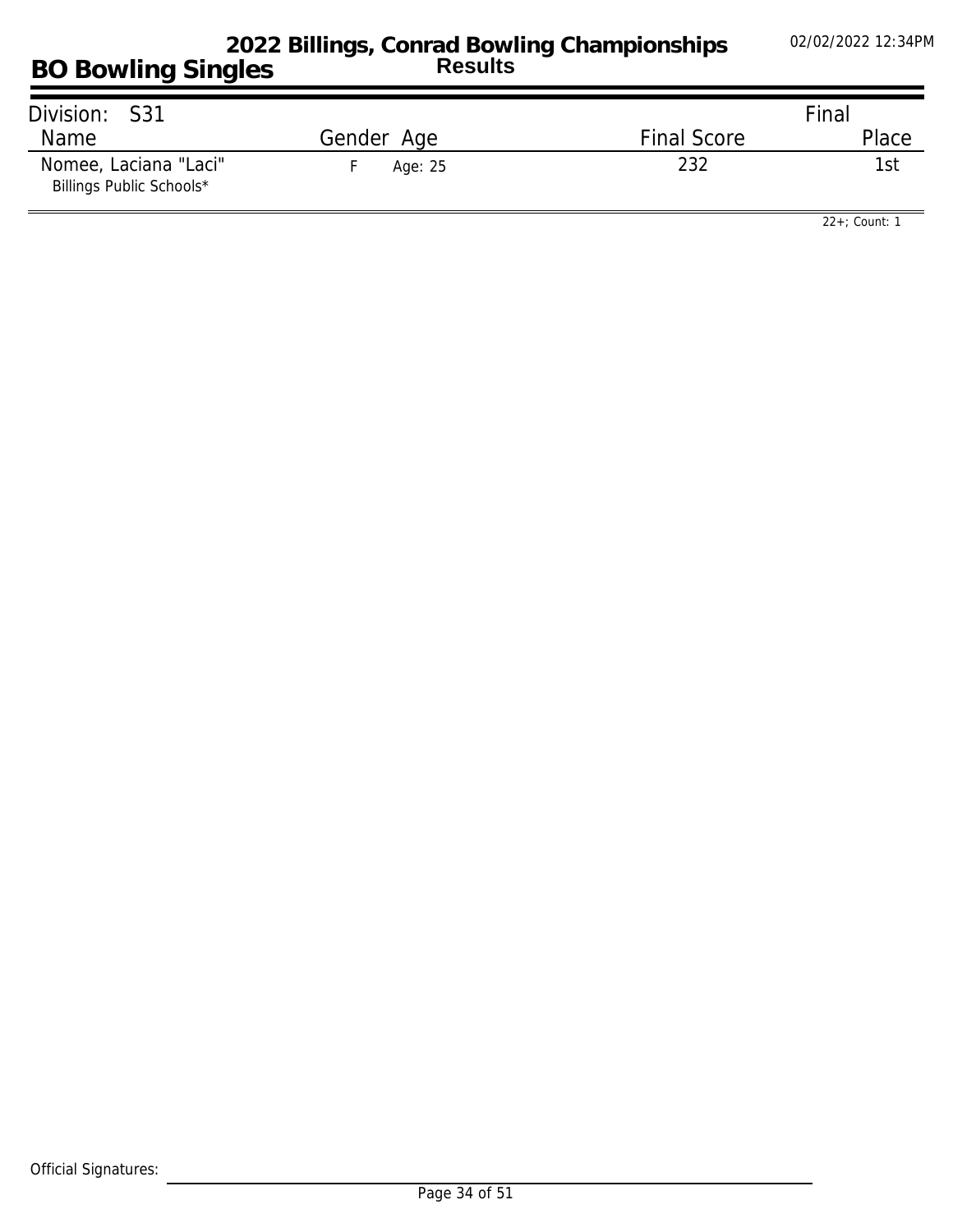# 2022 Billings, Conrad Bowling Championships

## BO Bowling Singles

**Results**

02/02/2022 12:34PM

Division: S31

| Name | Gender | Age | Final Score | Final Place |
|---|---|---|---|---|
| Nomee, Laciana "Laci" Billings Public Schools* | F | Age: 25 | 232 | 1st |

22+; Count: 1

Official Signatures: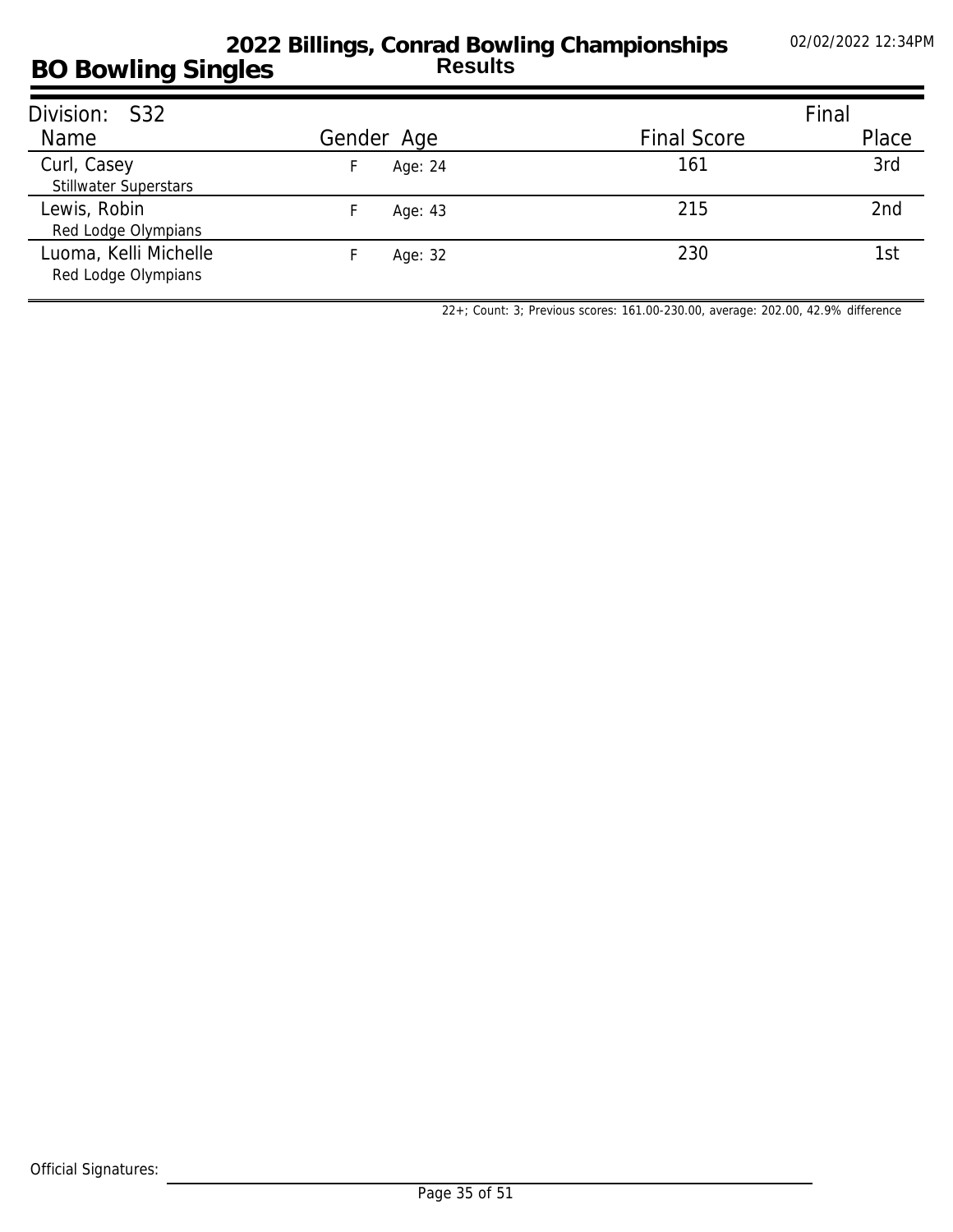# 2022 Billings, Conrad Bowling Championships

## BO Bowling Singles

**Results**

02/02/2022 12:34PM

Division: S32

| Name | Gender | Age | Final Score | Final Place |
| --- | --- | --- | --- | --- |
| Curl, Casey<br>Stillwater Superstars | F | Age: 24 | 161 | 3rd |
| Lewis, Robin<br>Red Lodge Olympians | F | Age: 43 | 215 | 2nd |
| Luoma, Kelli Michelle<br>Red Lodge Olympians | F | Age: 32 | 230 | 1st |

22+; Count: 3; Previous scores: 161.00-230.00, average: 202.00, 42.9% difference

Official Signatures: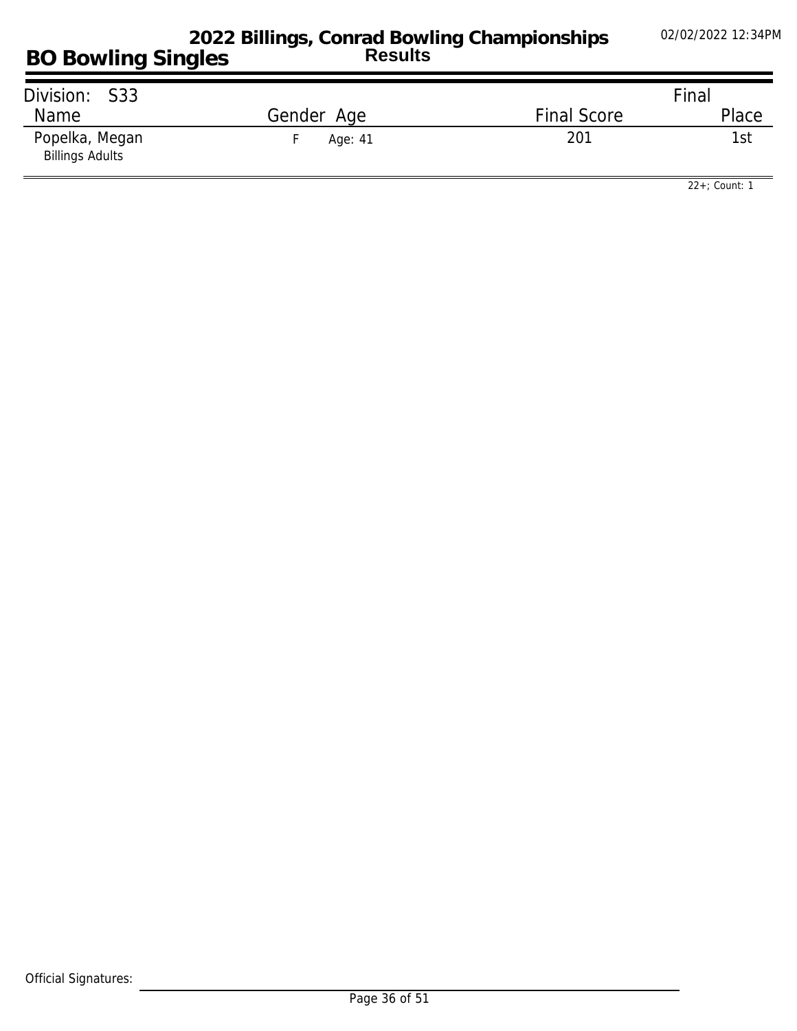# 2022 Billings, Conrad Bowling Championships

## Results

## BO Bowling Singles

02/02/2022 12:34PM

| Division: S33 | | | Final |
|---|---|---|---|
| Name | Gender Age | Final Score | Place |
| Popelka, Megan<br>Billings Adults | F Age: 41 | 201 | 1st |

22+; Count: 1

Official Signatures: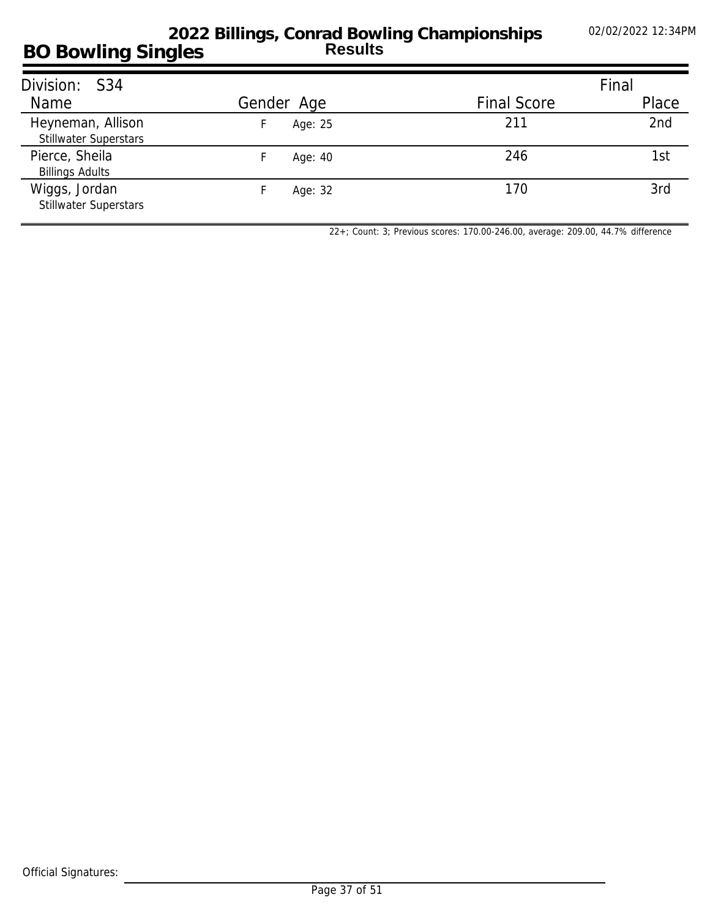# 2022 Billings, Conrad Bowling Championships

## Results

## BO Bowling Singles

02/02/2022 12:34PM

| Division: S34 | | | | Final |
|---|---|---|---|---|
| Name | Gender | Age | Final Score | Place |
| Heyneman, Allison<br>Stillwater Superstars | F | Age: 25 | 211 | 2nd |
| Pierce, Sheila<br>Billings Adults | F | Age: 40 | 246 | 1st |
| Wiggs, Jordan<br>Stillwater Superstars | F | Age: 32 | 170 | 3rd |

22+; Count: 3; Previous scores: 170.00-246.00, average: 209.00, 44.7% difference

Official Signatures: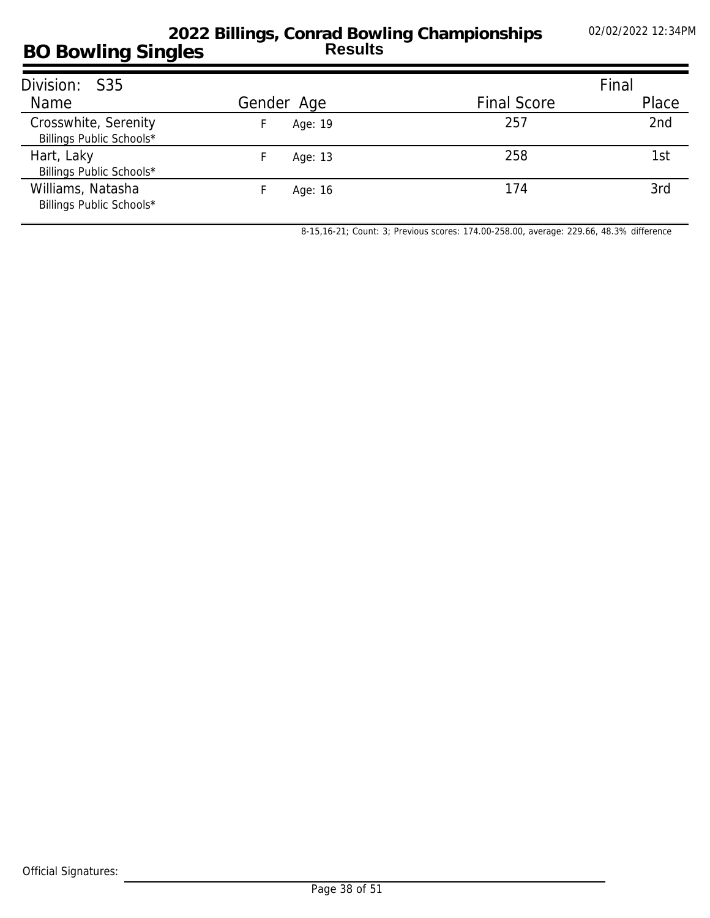# 2022 Billings, Conrad Bowling Championships

## Results

## BO Bowling Singles

02/02/2022 12:34PM

| Division: S35 | | | | Final |
|---|---|---|---|---|
| Name | Gender | Age | Final Score | Place |
| Crosswhite, Serenity<br>Billings Public Schools* | F | Age: 19 | 257 | 2nd |
| Hart, Laky<br>Billings Public Schools* | F | Age: 13 | 258 | 1st |
| Williams, Natasha<br>Billings Public Schools* | F | Age: 16 | 174 | 3rd |

8-15,16-21; Count: 3; Previous scores: 174.00-258.00, average: 229.66, 48.3% difference

Official Signatures: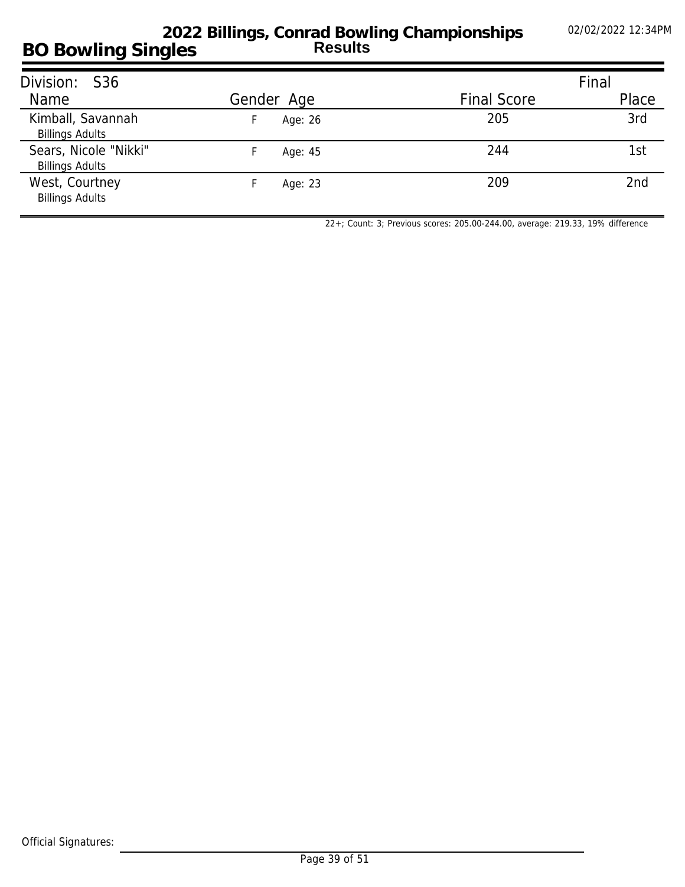# 2022 Billings, Conrad Bowling Championships

## BO Bowling Singles

**Results**

02/02/2022 12:34PM

| Division: S36 | | | | Final |
|---|---|---|---|---|
| Name | Gender | Age | Final Score | Place |
| Kimball, Savannah<br>Billings Adults | F | Age: 26 | 205 | 3rd |
| Sears, Nicole "Nikki"<br>Billings Adults | F | Age: 45 | 244 | 1st |
| West, Courtney<br>Billings Adults | F | Age: 23 | 209 | 2nd |

22+; Count: 3; Previous scores: 205.00-244.00, average: 219.33, 19% difference

Official Signatures: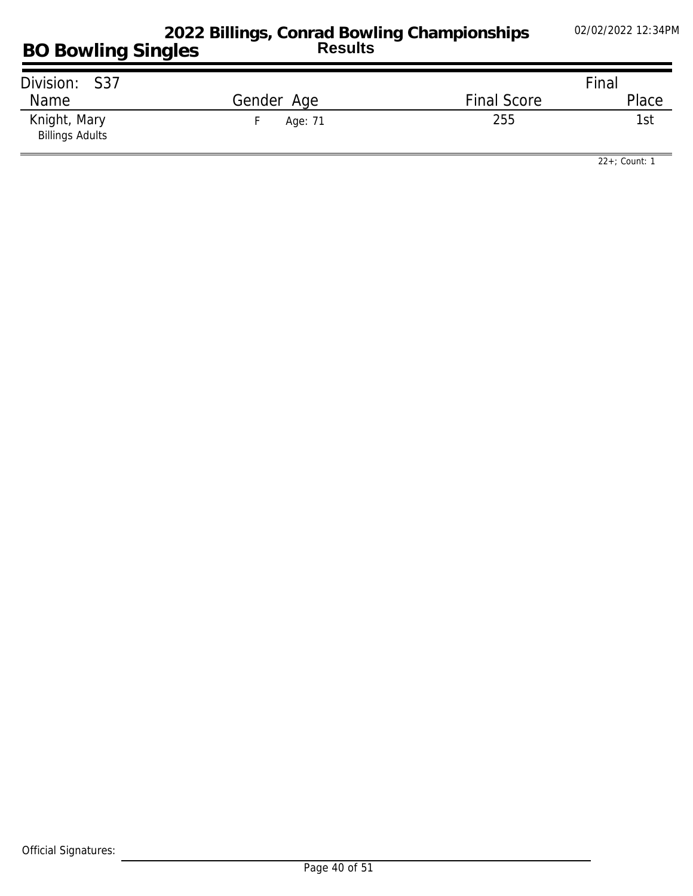# 2022 Billings, Conrad Bowling Championships

## Results

## BO Bowling Singles

02/02/2022 12:34PM

| Division: S37 | | | Final |
|---|---|---|---|
| Name | Gender Age | Final Score | Place |
| Knight, Mary<br>Billings Adults | F Age: 71 | 255 | 1st |

22+; Count: 1

Official Signatures: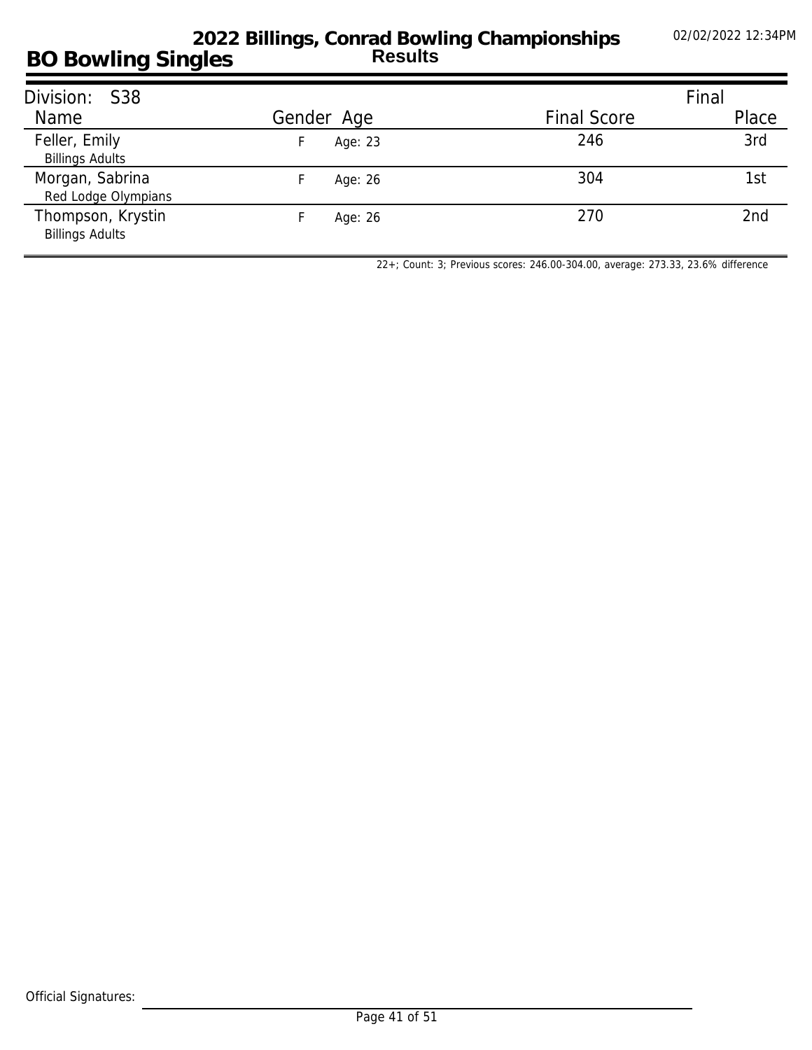# 2022 Billings, Conrad Bowling Championships

## BO Bowling Singles

**Results**

02/02/2022 12:34PM

Division: S38

| Name | Gender | Age | Final Score | Final Place |
|---|---|---|---|---|
| Feller, Emily<br>Billings Adults | F | Age: 23 | 246 | 3rd |
| Morgan, Sabrina<br>Red Lodge Olympians | F | Age: 26 | 304 | 1st |
| Thompson, Krystin<br>Billings Adults | F | Age: 26 | 270 | 2nd |

22+; Count: 3; Previous scores: 246.00-304.00, average: 273.33, 23.6% difference

Official Signatures: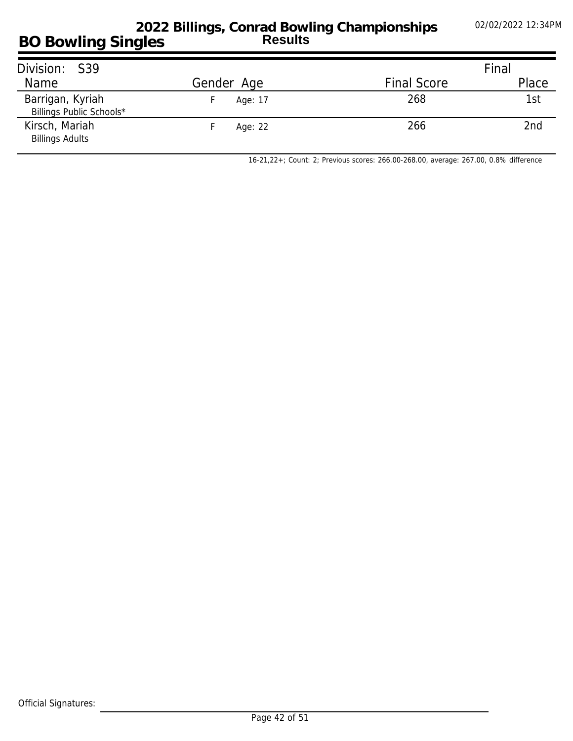# 2022 Billings, Conrad Bowling Championships

## BO Bowling Singles

**Results**

02/02/2022 12:34PM

Division: S39

| Name | Gender | Age | Final Score | Final Place |
|---|---|---|---|---|
| Barrigan, Kyriah<br>Billings Public Schools* | F | Age: 17 | 268 | 1st |
| Kirsch, Mariah<br>Billings Adults | F | Age: 22 | 266 | 2nd |

16-21,22+; Count: 2; Previous scores: 266.00-268.00, average: 267.00, 0.8% difference

Official Signatures: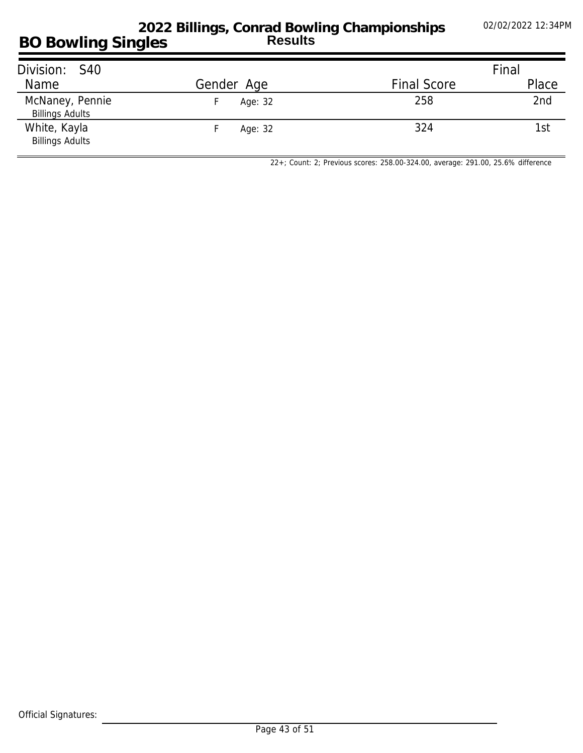# 2022 Billings, Conrad Bowling Championships

## Results

## BO Bowling Singles

02/02/2022 12:34PM

| Division: S40 | | | | Final |
|---|---|---|---|---|
| Name | Gender | Age | Final Score | Place |
| McNaney, Pennie<br>Billings Adults | F | Age: 32 | 258 | 2nd |
| White, Kayla<br>Billings Adults | F | Age: 32 | 324 | 1st |

22+; Count: 2; Previous scores: 258.00-324.00, average: 291.00, 25.6% difference

Official Signatures: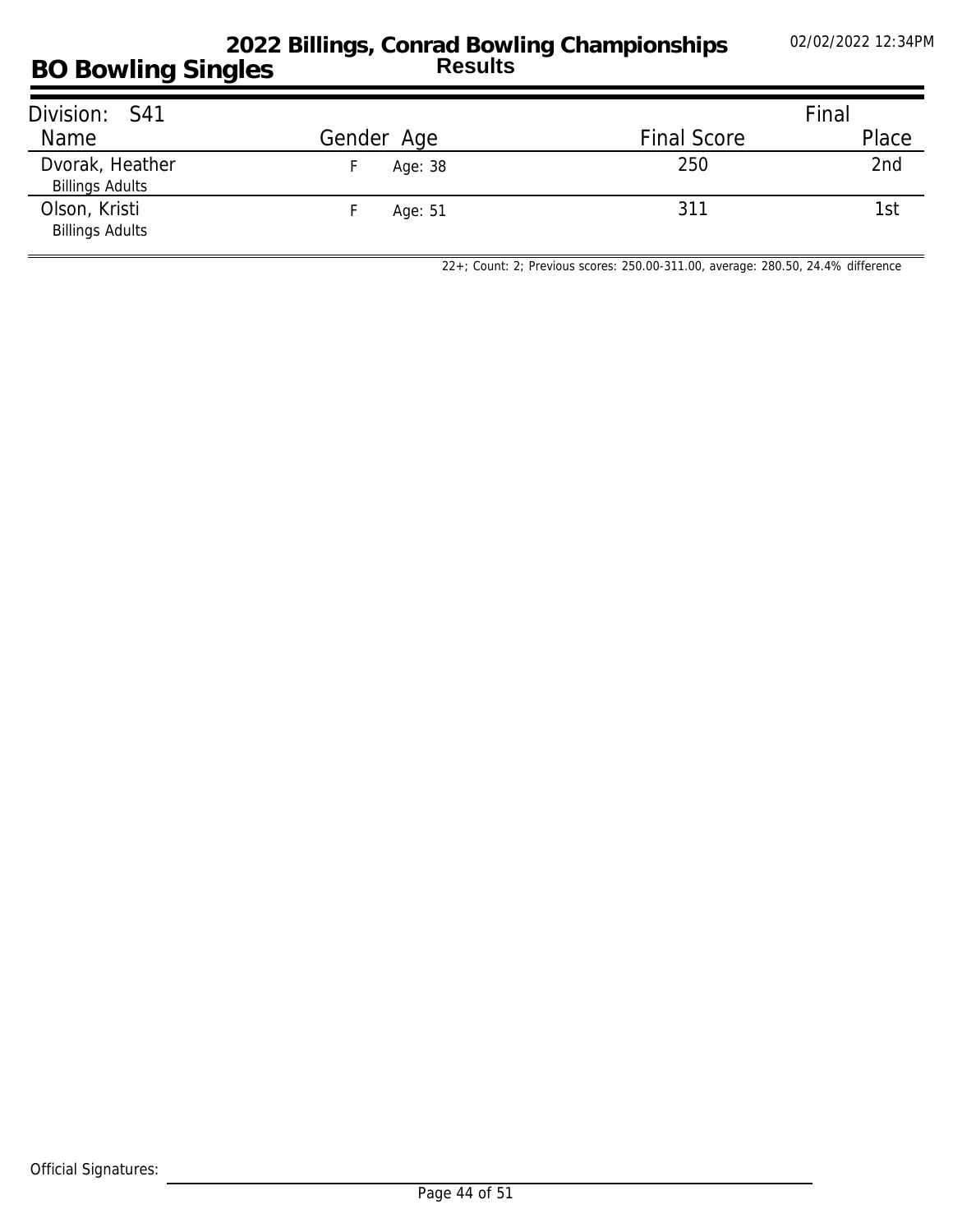# 2022 Billings, Conrad Bowling Championships

## BO Bowling Singles

**Results**

02/02/2022 12:34PM

Division: S41

| Name | Gender | Age | Final Score | Final Place |
|---|---|---|---|---|
| Dvorak, Heather<br>Billings Adults | F | Age: 38 | 250 | 2nd |
| Olson, Kristi<br>Billings Adults | F | Age: 51 | 311 | 1st |

22+; Count: 2; Previous scores: 250.00-311.00, average: 280.50, 24.4% difference

Official Signatures: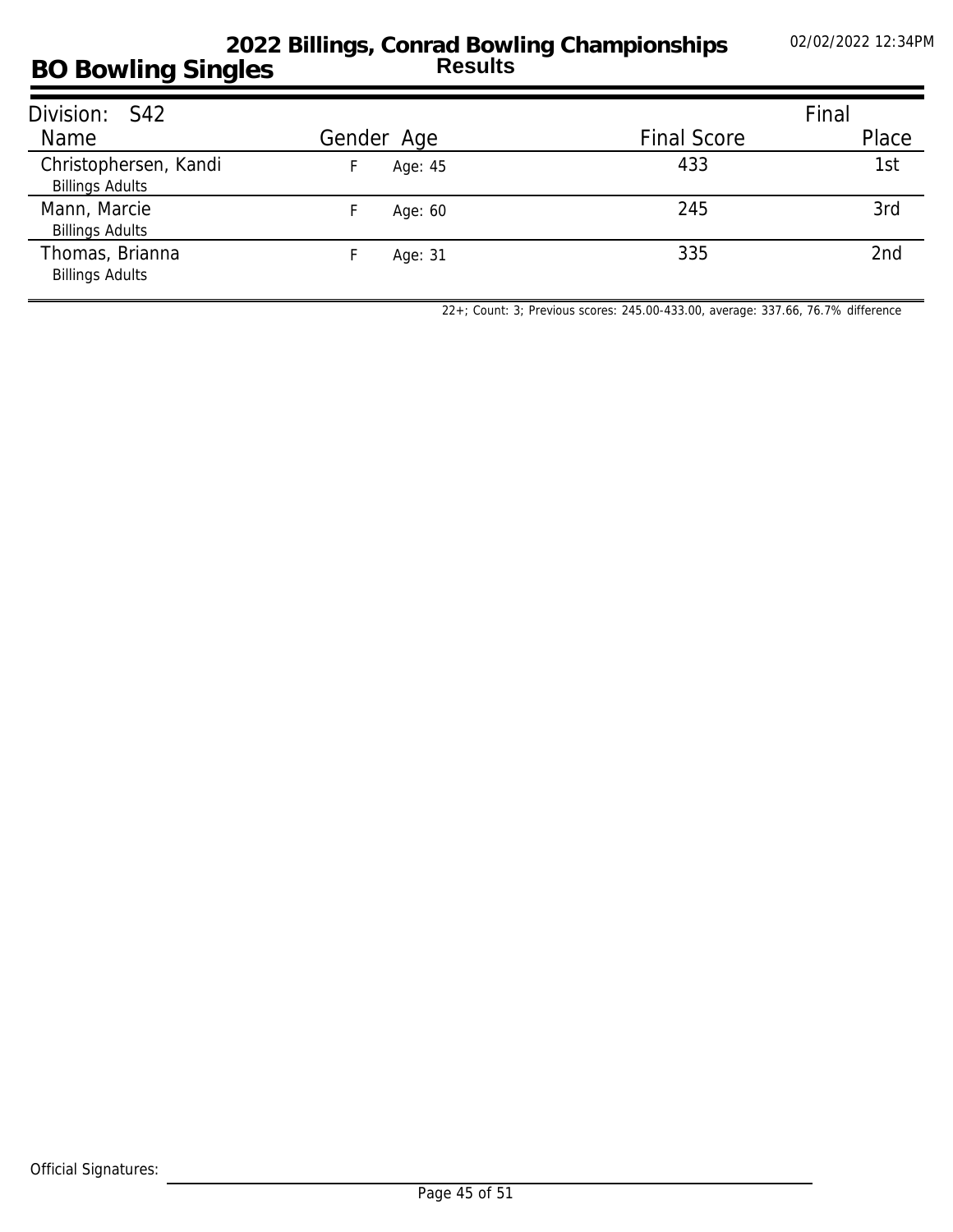# 2022 Billings, Conrad Bowling Championships

## BO Bowling Singles

**Results**

| Division: S42 | | | | Final |
|---|---|---|---|---|
| Name | Gender | Age | Final Score | Place |
| Christophersen, Kandi<br>Billings Adults | F | Age: 45 | 433 | 1st |
| Mann, Marcie<br>Billings Adults | F | Age: 60 | 245 | 3rd |
| Thomas, Brianna<br>Billings Adults | F | Age: 31 | 335 | 2nd |

22+; Count: 3; Previous scores: 245.00-433.00, average: 337.66, 76.7% difference

Official Signatures: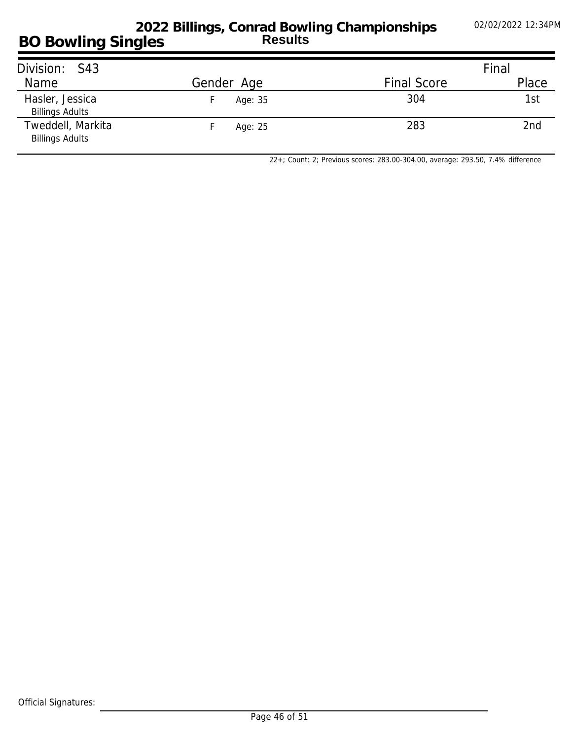# 2022 Billings, Conrad Bowling Championships

## Results

## BO Bowling Singles

02/02/2022 12:34PM

| Division: S43 | | | | Final |
|---|---|---|---|---|
| Name | Gender | Age | Final Score | Place |
| Hasler, Jessica<br>Billings Adults | F | Age: 35 | 304 | 1st |
| Tweddell, Markita<br>Billings Adults | F | Age: 25 | 283 | 2nd |

22+; Count: 2; Previous scores: 283.00-304.00, average: 293.50, 7.4% difference

Official Signatures: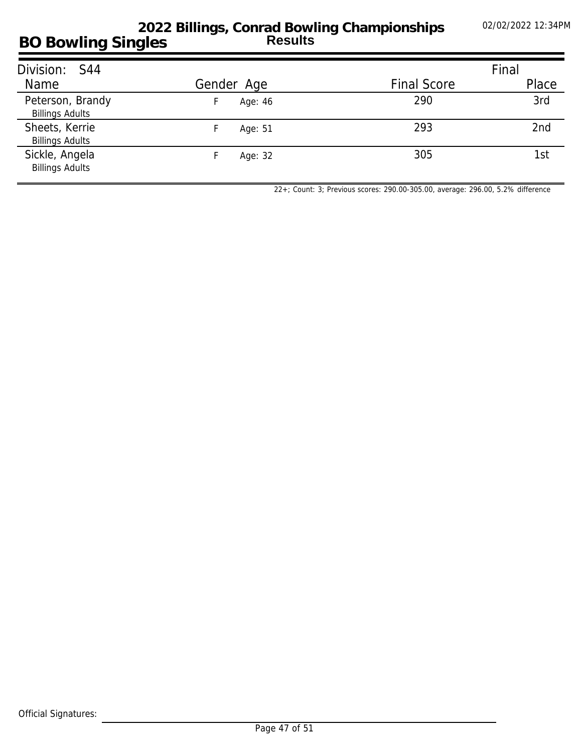# 2022 Billings, Conrad Bowling Championships

## BO Bowling Singles

**Results**

02/02/2022 12:34PM

Division: S44

| Name | Gender | Age | Final Score | Final Place |
|---|---|---|---|---|
| Peterson, Brandy<br>Billings Adults | F | Age: 46 | 290 | 3rd |
| Sheets, Kerrie<br>Billings Adults | F | Age: 51 | 293 | 2nd |
| Sickle, Angela<br>Billings Adults | F | Age: 32 | 305 | 1st |

22+; Count: 3; Previous scores: 290.00-305.00, average: 296.00, 5.2% difference

Official Signatures: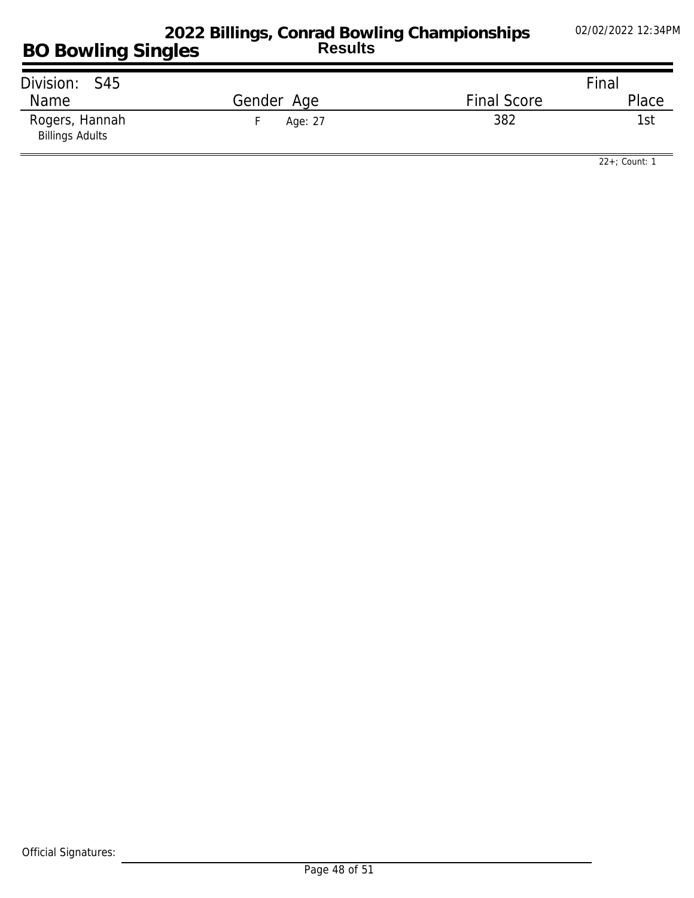# 2022 Billings, Conrad Bowling Championships

**Results**

## BO Bowling Singles

02/02/2022 12:34PM

Division: S45

| Name | Gender | Age | Final Score | Final Place |
|---|---|---|---|---|
| Rogers, Hannah<br>Billings Adults | F | Age: 27 | 382 | 1st |

22+; Count: 1

Official Signatures: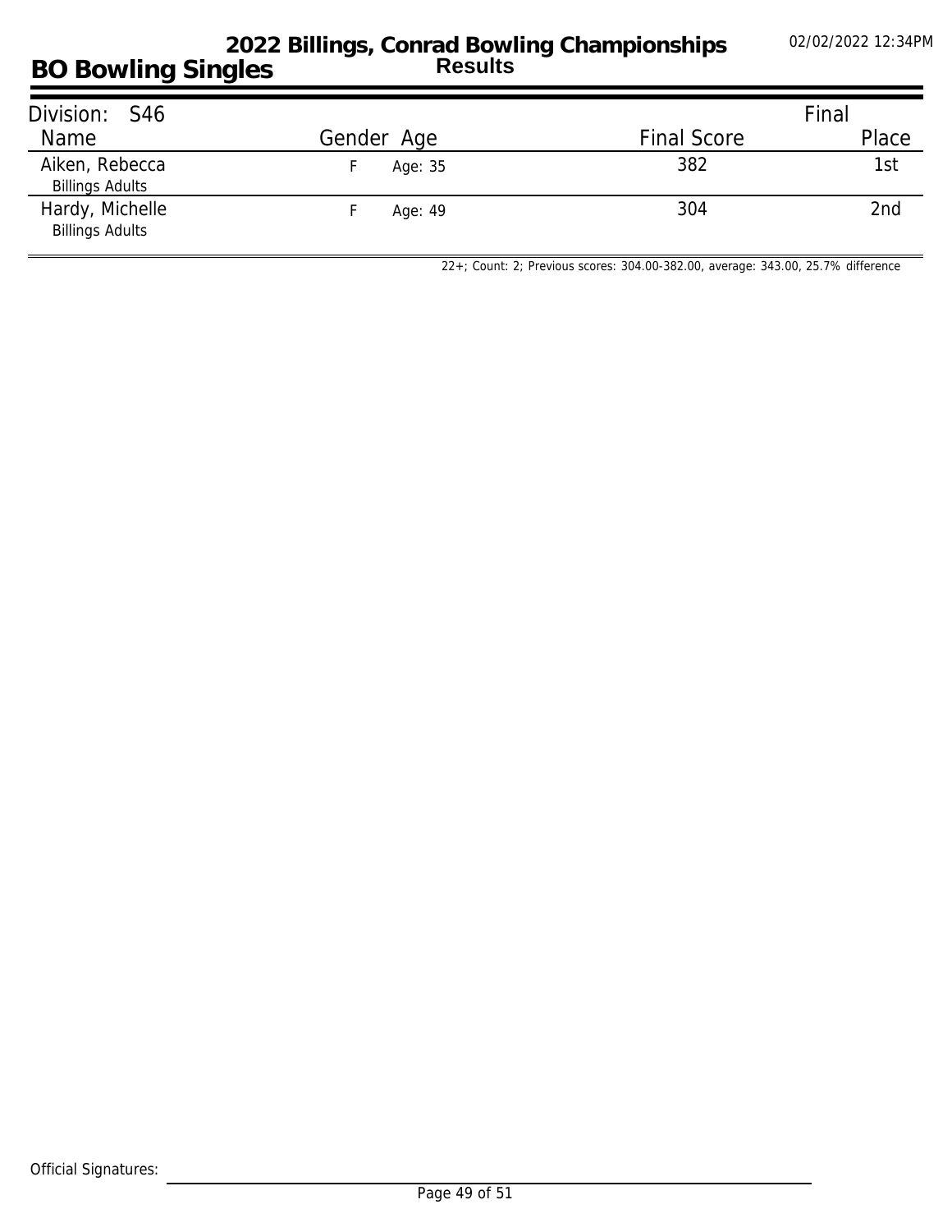# 2022 Billings, Conrad Bowling Championships

## BO Bowling Singles

### Results

| Division: S46 | | | | Final |
|---|---|---|---|---|
| Name | Gender | Age | Final Score | Place |
| Aiken, Rebecca<br>Billings Adults | F | Age: 35 | 382 | 1st |
| Hardy, Michelle<br>Billings Adults | F | Age: 49 | 304 | 2nd |

22+; Count: 2; Previous scores: 304.00-382.00, average: 343.00, 25.7% difference

Official Signatures: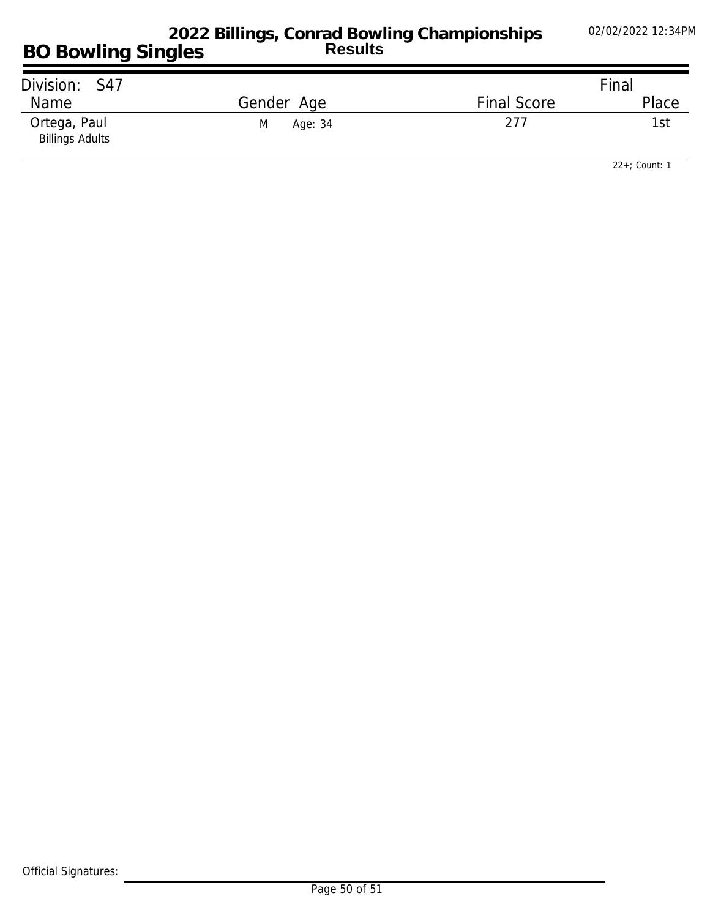# 2022 Billings, Conrad Bowling Championships

## Results

## BO Bowling Singles

02/02/2022 12:34PM

| Division: S47 | | | Final |
|---|---|---|---|
| Name | Gender Age | Final Score | Place |
| Ortega, Paul<br>Billings Adults | M Age: 34 | 277 | 1st |

22+; Count: 1

Official Signatures: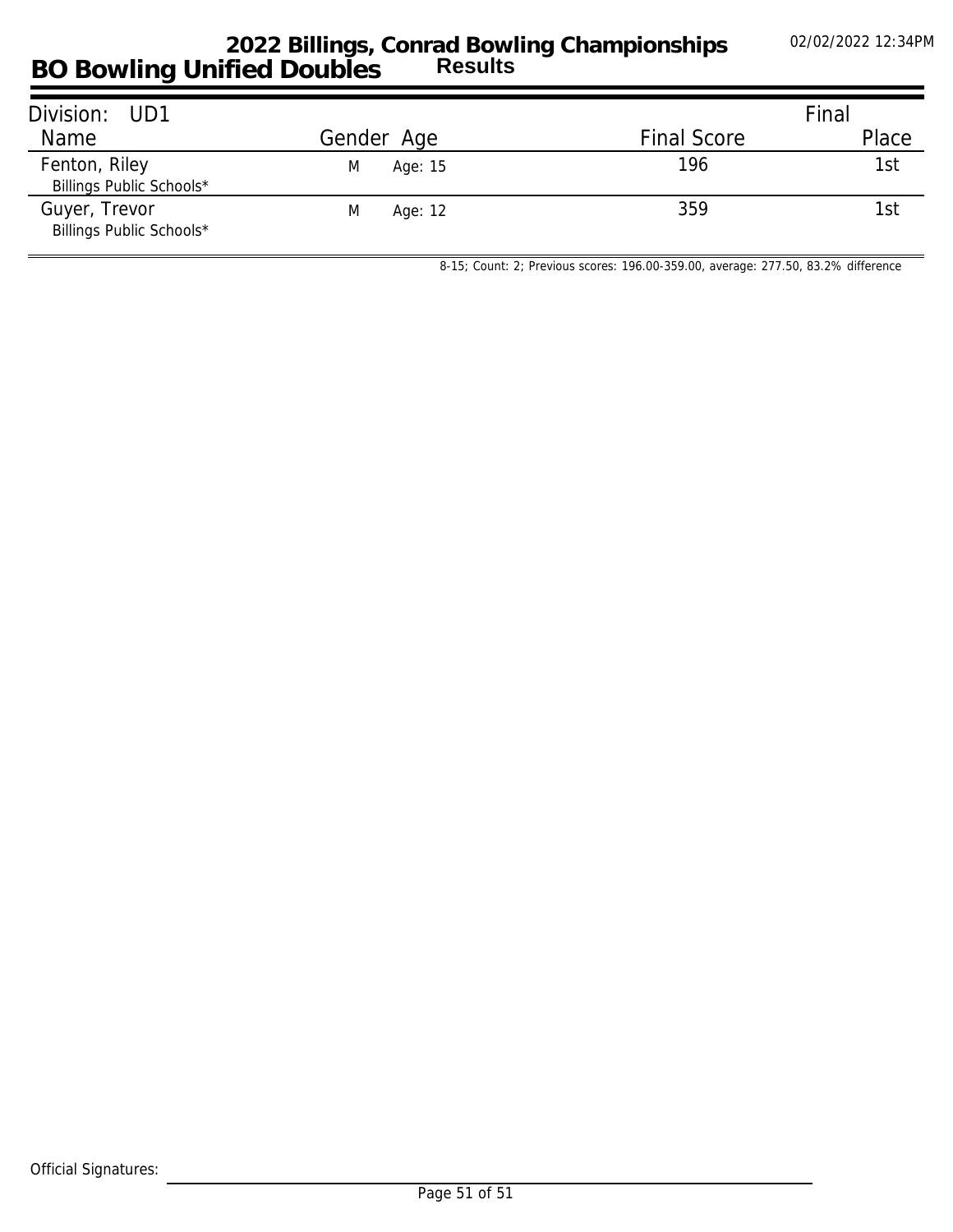# 2022 Billings, Conrad Bowling Championships

## BO Bowling Unified Doubles — Results

02/02/2022 12:34PM

| Division: UD1 | | | | Final |
|---|---|---|---|---|
| Name | Gender | Age | Final Score | Place |
| Fenton, Riley<br>Billings Public Schools* | M | Age: 15 | 196 | 1st |
| Guyer, Trevor<br>Billings Public Schools* | M | Age: 12 | 359 | 1st |

8-15; Count: 2; Previous scores: 196.00-359.00, average: 277.50, 83.2% difference

Official Signatures: